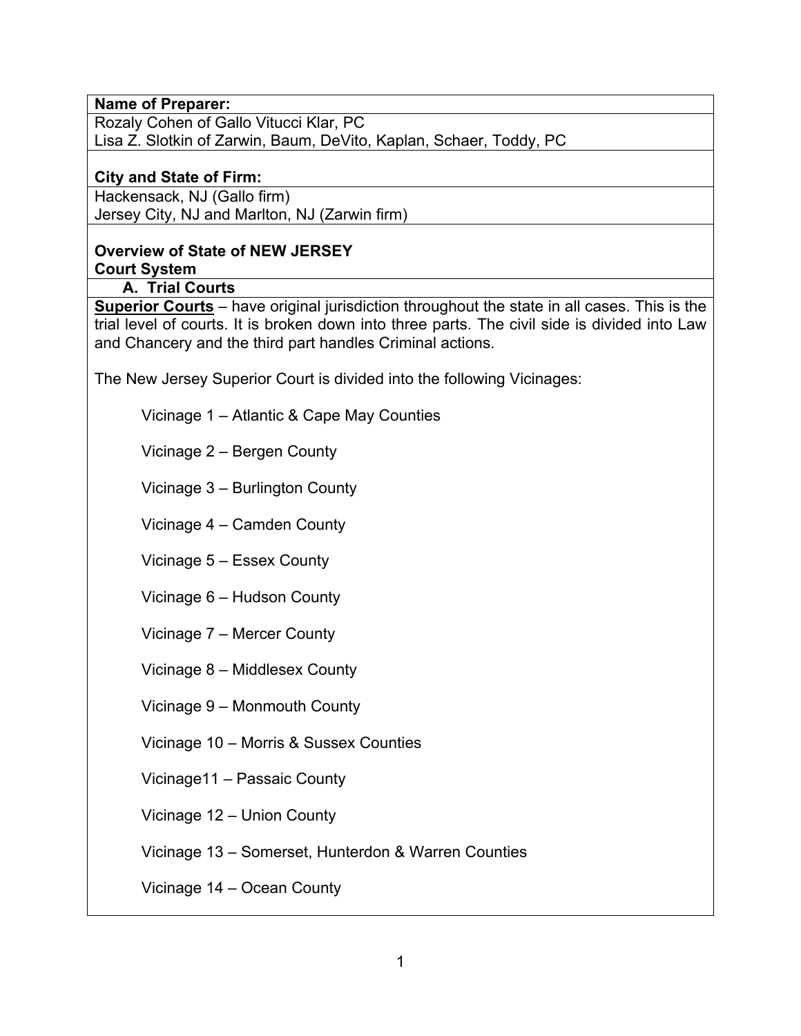**Name of Preparer:**

Rozaly Cohen of Gallo Vitucci Klar, PC
Lisa Z. Slotkin of Zarwin, Baum, DeVito, Kaplan, Schaer, Toddy, PC

**City and State of Firm:**

Hackensack, NJ (Gallo firm)
Jersey City, NJ and Marlton, NJ (Zarwin firm)

**Overview of State of NEW JERSEY**
**Court System**

**A. Trial Courts**

**Superior Courts** – have original jurisdiction throughout the state in all cases. This is the trial level of courts. It is broken down into three parts. The civil side is divided into Law and Chancery and the third part handles Criminal actions.

The New Jersey Superior Court is divided into the following Vicinages:

Vicinage 1 – Atlantic & Cape May Counties

Vicinage 2 – Bergen County

Vicinage 3 – Burlington County

Vicinage 4 – Camden County

Vicinage 5 – Essex County

Vicinage 6 – Hudson County

Vicinage 7 – Mercer County

Vicinage 8 – Middlesex County

Vicinage 9 – Monmouth County

Vicinage 10 – Morris & Sussex Counties

Vicinage11 – Passaic County

Vicinage 12 – Union County

Vicinage 13 – Somerset, Hunterdon & Warren Counties

Vicinage 14 – Ocean County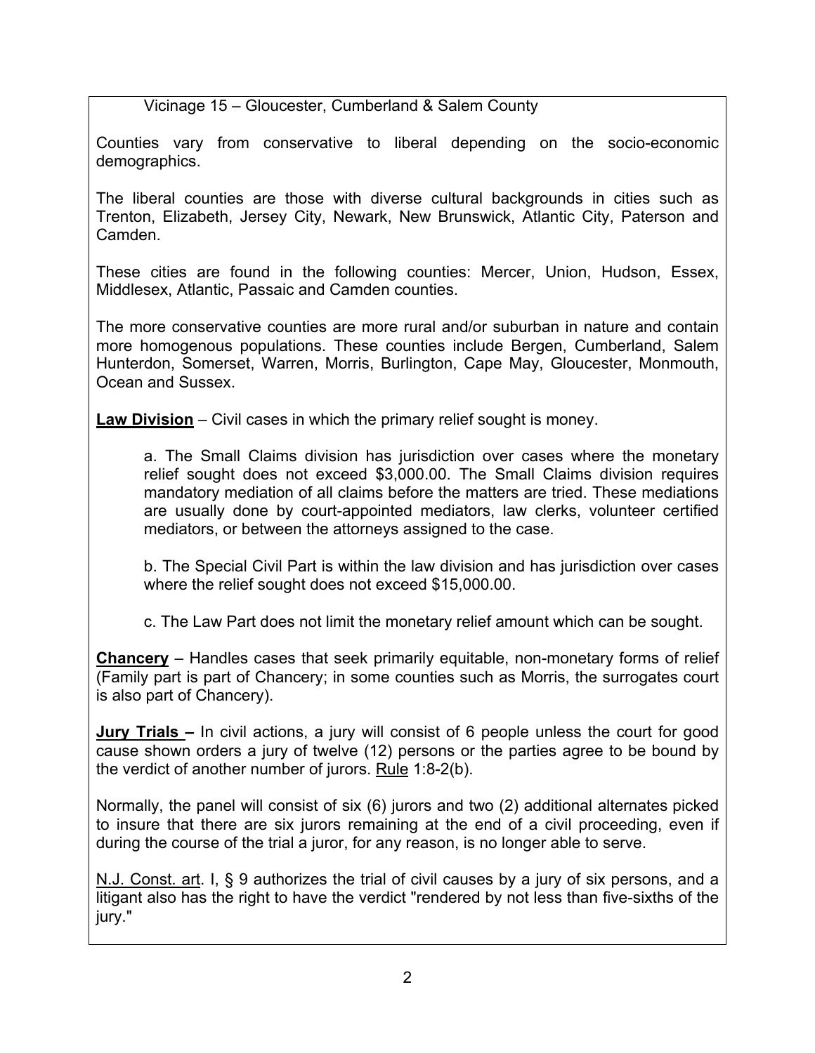Vicinage 15 – Gloucester, Cumberland & Salem County

Counties vary from conservative to liberal depending on the socio-economic demographics.

The liberal counties are those with diverse cultural backgrounds in cities such as Trenton, Elizabeth, Jersey City, Newark, New Brunswick, Atlantic City, Paterson and Camden.

These cities are found in the following counties: Mercer, Union, Hudson, Essex, Middlesex, Atlantic, Passaic and Camden counties.

The more conservative counties are more rural and/or suburban in nature and contain more homogenous populations. These counties include Bergen, Cumberland, Salem Hunterdon, Somerset, Warren, Morris, Burlington, Cape May, Gloucester, Monmouth, Ocean and Sussex.

**Law Division** – Civil cases in which the primary relief sought is money.

> a. The Small Claims division has jurisdiction over cases where the monetary relief sought does not exceed $3,000.00. The Small Claims division requires mandatory mediation of all claims before the matters are tried. These mediations are usually done by court-appointed mediators, law clerks, volunteer certified mediators, or between the attorneys assigned to the case.
>
> b. The Special Civil Part is within the law division and has jurisdiction over cases where the relief sought does not exceed $15,000.00.
>
> c. The Law Part does not limit the monetary relief amount which can be sought.

**Chancery** – Handles cases that seek primarily equitable, non-monetary forms of relief (Family part is part of Chancery; in some counties such as Morris, the surrogates court is also part of Chancery).

**Jury Trials –** In civil actions, a jury will consist of 6 people unless the court for good cause shown orders a jury of twelve (12) persons or the parties agree to be bound by the verdict of another number of jurors. Rule 1:8-2(b).

Normally, the panel will consist of six (6) jurors and two (2) additional alternates picked to insure that there are six jurors remaining at the end of a civil proceeding, even if during the course of the trial a juror, for any reason, is no longer able to serve.

N.J. Const. art. I, § 9 authorizes the trial of civil causes by a jury of six persons, and a litigant also has the right to have the verdict "rendered by not less than five-sixths of the jury."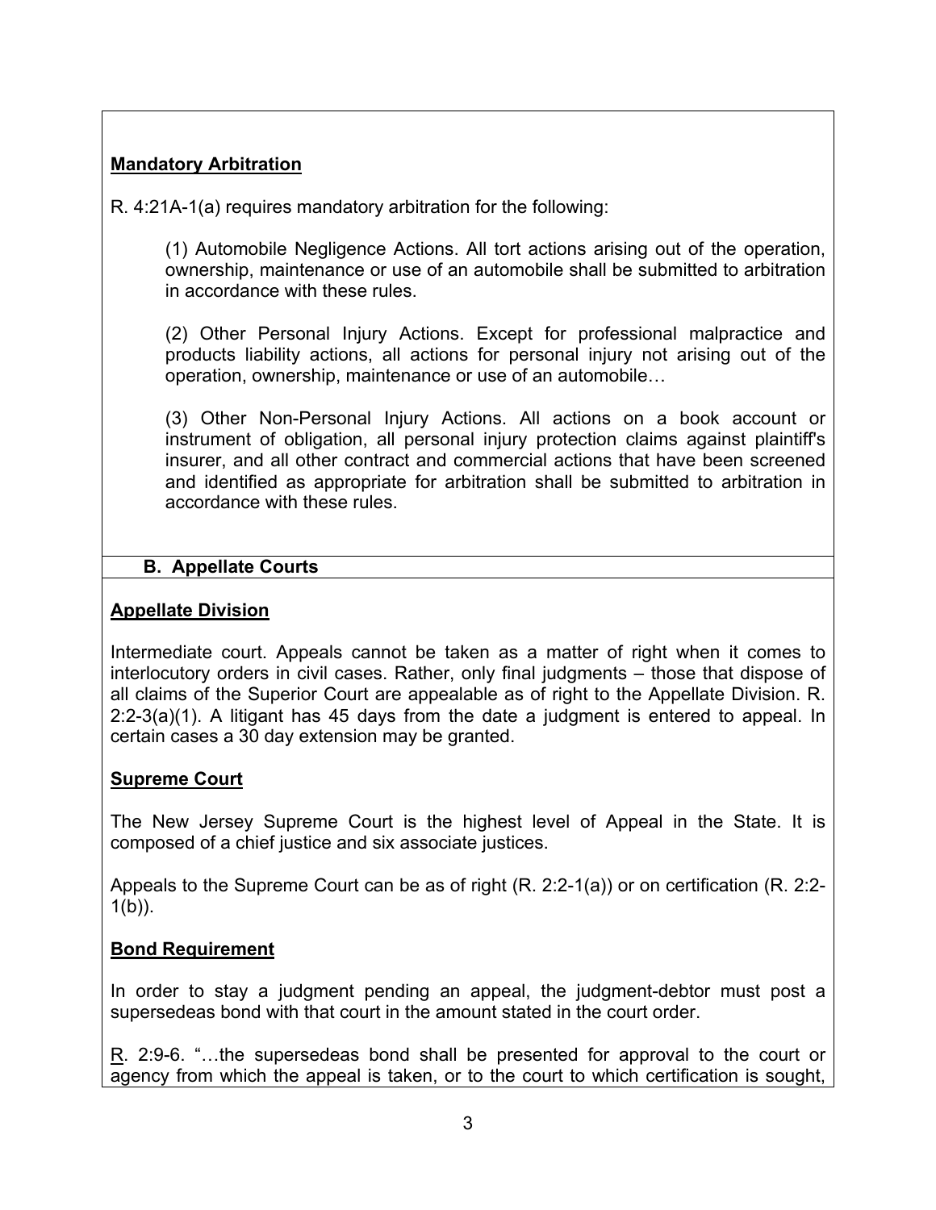**Mandatory Arbitration**

R. 4:21A-1(a) requires mandatory arbitration for the following:

> (1) Automobile Negligence Actions. All tort actions arising out of the operation, ownership, maintenance or use of an automobile shall be submitted to arbitration in accordance with these rules.
>
> (2) Other Personal Injury Actions. Except for professional malpractice and products liability actions, all actions for personal injury not arising out of the operation, ownership, maintenance or use of an automobile…
>
> (3) Other Non-Personal Injury Actions. All actions on a book account or instrument of obligation, all personal injury protection claims against plaintiff's insurer, and all other contract and commercial actions that have been screened and identified as appropriate for arbitration shall be submitted to arbitration in accordance with these rules.

### B. Appellate Courts

**Appellate Division**

Intermediate court. Appeals cannot be taken as a matter of right when it comes to interlocutory orders in civil cases. Rather, only final judgments – those that dispose of all claims of the Superior Court are appealable as of right to the Appellate Division. R. 2:2-3(a)(1). A litigant has 45 days from the date a judgment is entered to appeal. In certain cases a 30 day extension may be granted.

**Supreme Court**

The New Jersey Supreme Court is the highest level of Appeal in the State. It is composed of a chief justice and six associate justices.

Appeals to the Supreme Court can be as of right (R. 2:2-1(a)) or on certification (R. 2:2-1(b)).

**Bond Requirement**

In order to stay a judgment pending an appeal, the judgment-debtor must post a supersedeas bond with that court in the amount stated in the court order.

R. 2:9-6. "…the supersedeas bond shall be presented for approval to the court or agency from which the appeal is taken, or to the court to which certification is sought,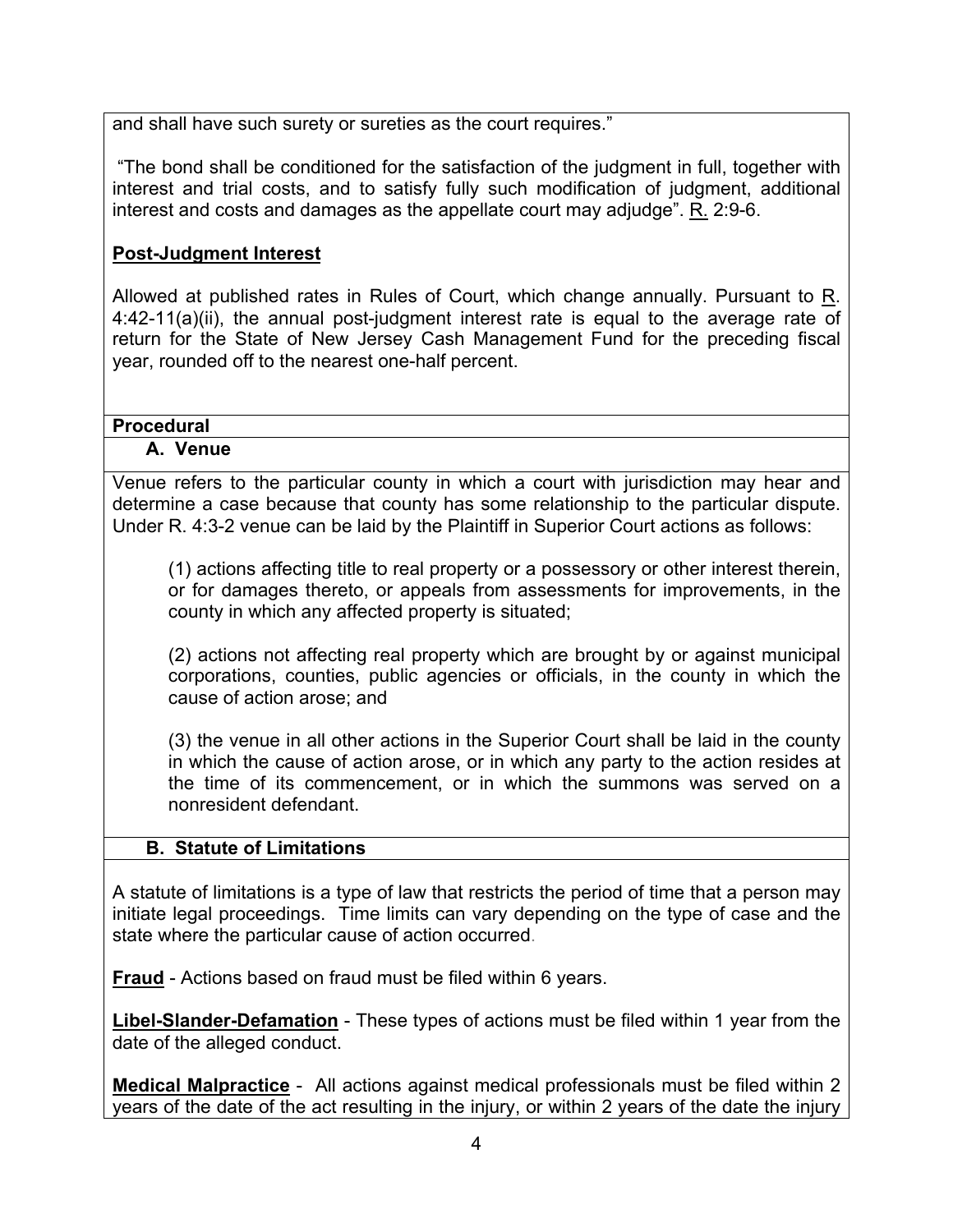and shall have such surety or sureties as the court requires."

"The bond shall be conditioned for the satisfaction of the judgment in full, together with interest and trial costs, and to satisfy fully such modification of judgment, additional interest and costs and damages as the appellate court may adjudge". R. 2:9-6.

**Post-Judgment Interest**

Allowed at published rates in Rules of Court, which change annually. Pursuant to R. 4:42-11(a)(ii), the annual post-judgment interest rate is equal to the average rate of return for the State of New Jersey Cash Management Fund for the preceding fiscal year, rounded off to the nearest one-half percent.

## Procedural

### A. Venue

Venue refers to the particular county in which a court with jurisdiction may hear and determine a case because that county has some relationship to the particular dispute. Under R. 4:3-2 venue can be laid by the Plaintiff in Superior Court actions as follows:

> (1) actions affecting title to real property or a possessory or other interest therein, or for damages thereto, or appeals from assessments for improvements, in the county in which any affected property is situated;
>
> (2) actions not affecting real property which are brought by or against municipal corporations, counties, public agencies or officials, in the county in which the cause of action arose; and
>
> (3) the venue in all other actions in the Superior Court shall be laid in the county in which the cause of action arose, or in which any party to the action resides at the time of its commencement, or in which the summons was served on a nonresident defendant.

### B. Statute of Limitations

A statute of limitations is a type of law that restricts the period of time that a person may initiate legal proceedings. Time limits can vary depending on the type of case and the state where the particular cause of action occurred.

**Fraud** - Actions based on fraud must be filed within 6 years.

**Libel-Slander-Defamation** - These types of actions must be filed within 1 year from the date of the alleged conduct.

**Medical Malpractice** - All actions against medical professionals must be filed within 2 years of the date of the act resulting in the injury, or within 2 years of the date the injury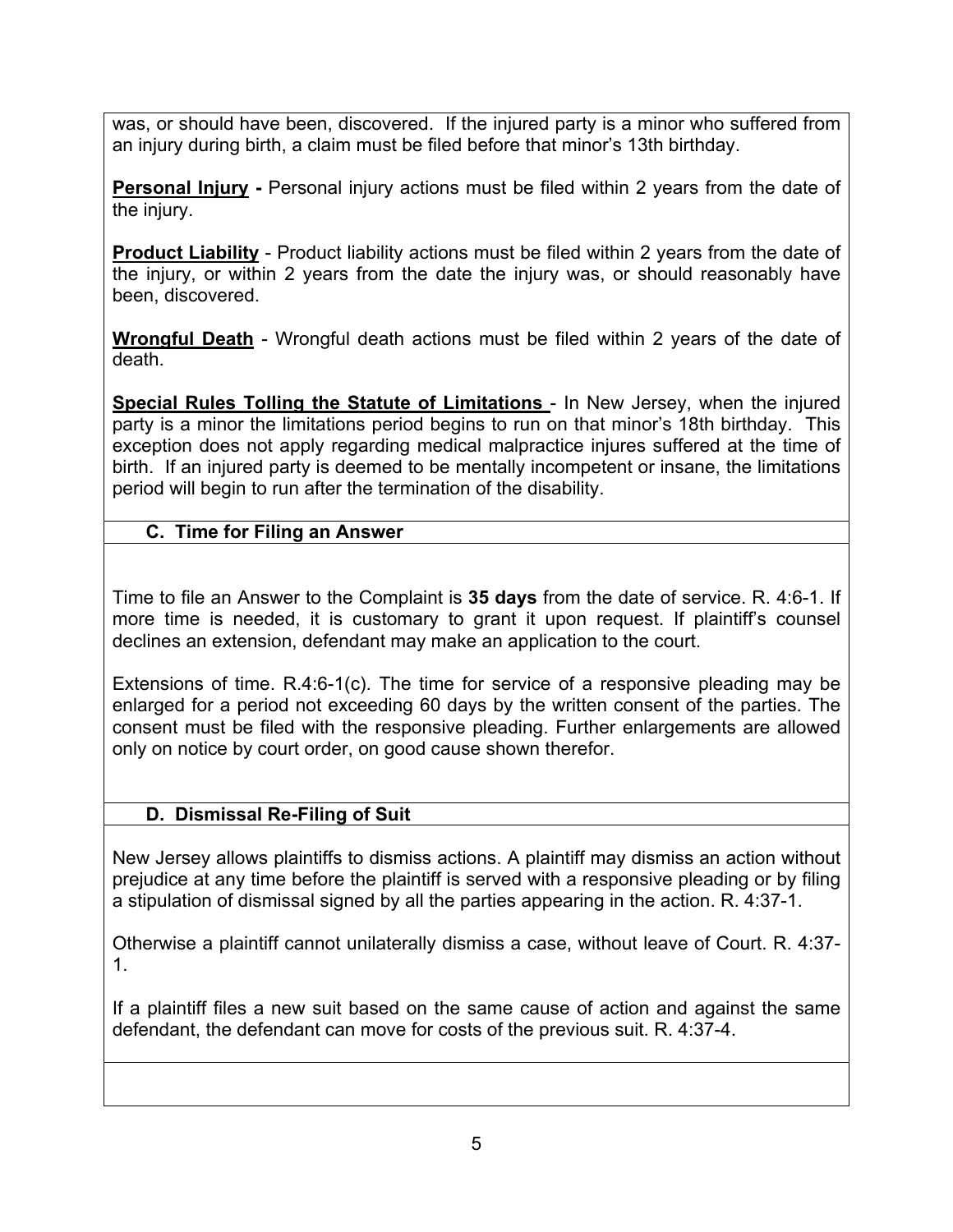was, or should have been, discovered. If the injured party is a minor who suffered from an injury during birth, a claim must be filed before that minor's 13th birthday.

**Personal Injury -** Personal injury actions must be filed within 2 years from the date of the injury.

**Product Liability** - Product liability actions must be filed within 2 years from the date of the injury, or within 2 years from the date the injury was, or should reasonably have been, discovered.

**Wrongful Death** - Wrongful death actions must be filed within 2 years of the date of death.

**Special Rules Tolling the Statute of Limitations** - In New Jersey, when the injured party is a minor the limitations period begins to run on that minor's 18th birthday. This exception does not apply regarding medical malpractice injures suffered at the time of birth. If an injured party is deemed to be mentally incompetent or insane, the limitations period will begin to run after the termination of the disability.

### C. Time for Filing an Answer

Time to file an Answer to the Complaint is **35 days** from the date of service. R. 4:6-1. If more time is needed, it is customary to grant it upon request. If plaintiff's counsel declines an extension, defendant may make an application to the court.

Extensions of time. R.4:6-1(c). The time for service of a responsive pleading may be enlarged for a period not exceeding 60 days by the written consent of the parties. The consent must be filed with the responsive pleading. Further enlargements are allowed only on notice by court order, on good cause shown therefor.

### D. Dismissal Re-Filing of Suit

New Jersey allows plaintiffs to dismiss actions. A plaintiff may dismiss an action without prejudice at any time before the plaintiff is served with a responsive pleading or by filing a stipulation of dismissal signed by all the parties appearing in the action. R. 4:37-1.

Otherwise a plaintiff cannot unilaterally dismiss a case, without leave of Court. R. 4:37-1.

If a plaintiff files a new suit based on the same cause of action and against the same defendant, the defendant can move for costs of the previous suit. R. 4:37-4.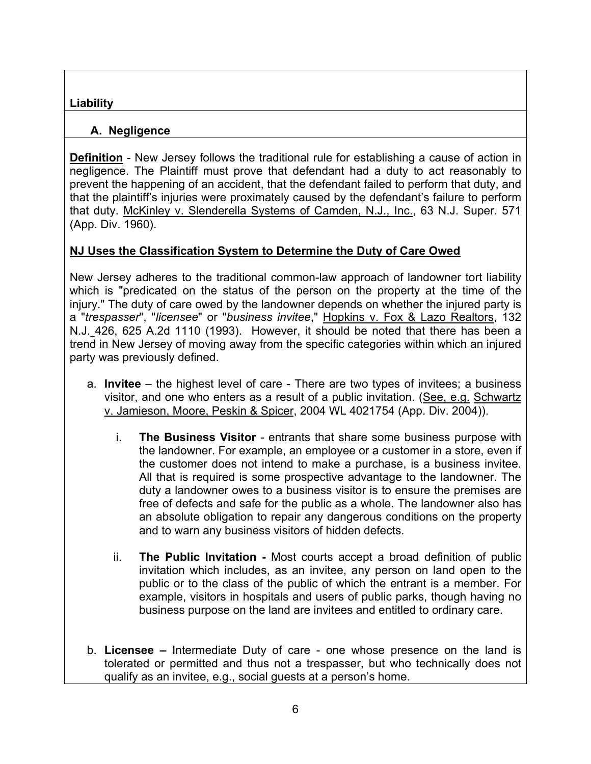**Liability**

### A. Negligence

**Definition** - New Jersey follows the traditional rule for establishing a cause of action in negligence. The Plaintiff must prove that defendant had a duty to act reasonably to prevent the happening of an accident, that the defendant failed to perform that duty, and that the plaintiff's injuries were proximately caused by the defendant's failure to perform that duty. McKinley v. Slenderella Systems of Camden, N.J., Inc., 63 N.J. Super. 571 (App. Div. 1960).

**NJ Uses the Classification System to Determine the Duty of Care Owed**

New Jersey adheres to the traditional common-law approach of landowner tort liability which is "predicated on the status of the person on the property at the time of the injury." The duty of care owed by the landowner depends on whether the injured party is a "*trespasser*", "*licensee*" or "*business invitee*," Hopkins v. Fox & Lazo Realtors, 132 N.J. 426, 625 A.2d 1110 (1993). However, it should be noted that there has been a trend in New Jersey of moving away from the specific categories within which an injured party was previously defined.

a. **Invitee** – the highest level of care - There are two types of invitees; a business visitor, and one who enters as a result of a public invitation. (See, e.g. Schwartz v. Jamieson, Moore, Peskin & Spicer, 2004 WL 4021754 (App. Div. 2004)).

   i. **The Business Visitor** - entrants that share some business purpose with the landowner. For example, an employee or a customer in a store, even if the customer does not intend to make a purchase, is a business invitee. All that is required is some prospective advantage to the landowner. The duty a landowner owes to a business visitor is to ensure the premises are free of defects and safe for the public as a whole. The landowner also has an absolute obligation to repair any dangerous conditions on the property and to warn any business visitors of hidden defects.

   ii. **The Public Invitation -** Most courts accept a broad definition of public invitation which includes, as an invitee, any person on land open to the public or to the class of the public of which the entrant is a member. For example, visitors in hospitals and users of public parks, though having no business purpose on the land are invitees and entitled to ordinary care.

b. **Licensee –** Intermediate Duty of care - one whose presence on the land is tolerated or permitted and thus not a trespasser, but who technically does not qualify as an invitee, e.g., social guests at a person's home.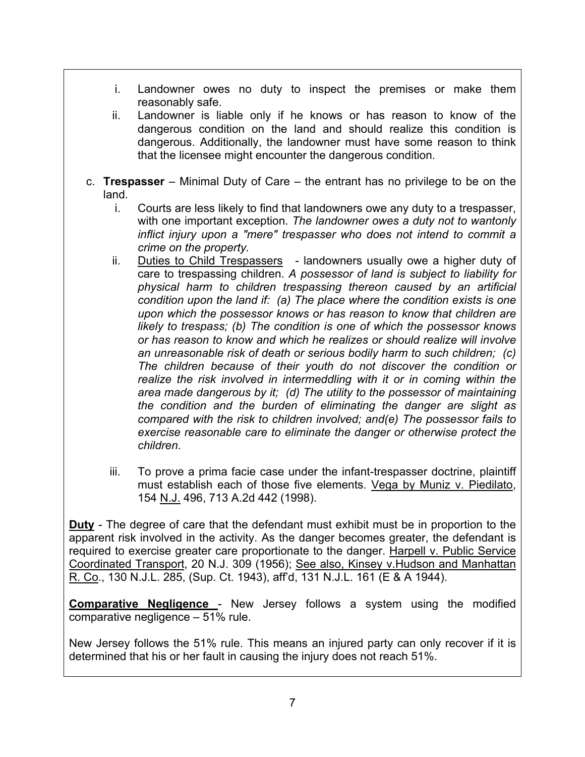i. Landowner owes no duty to inspect the premises or make them reasonably safe.
   ii. Landowner is liable only if he knows or has reason to know of the dangerous condition on the land and should realize this condition is dangerous. Additionally, the landowner must have some reason to think that the licensee might encounter the dangerous condition.

c. **Trespasser** – Minimal Duty of Care – the entrant has no privilege to be on the land.
   i. Courts are less likely to find that landowners owe any duty to a trespasser, with one important exception. *The landowner owes a duty not to wantonly inflict injury upon a "mere" trespasser who does not intend to commit a crime on the property.*
   ii. <u>Duties to Child Trespassers</u> - landowners usually owe a higher duty of care to trespassing children. *A possessor of land is subject to liability for physical harm to children trespassing thereon caused by an artificial condition upon the land if: (a) The place where the condition exists is one upon which the possessor knows or has reason to know that children are likely to trespass; (b) The condition is one of which the possessor knows or has reason to know and which he realizes or should realize will involve an unreasonable risk of death or serious bodily harm to such children; (c) The children because of their youth do not discover the condition or realize the risk involved in intermeddling with it or in coming within the area made dangerous by it; (d) The utility to the possessor of maintaining the condition and the burden of eliminating the danger are slight as compared with the risk to children involved; and(e) The possessor fails to exercise reasonable care to eliminate the danger or otherwise protect the children.*
   iii. To prove a prima facie case under the infant-trespasser doctrine, plaintiff must establish each of those five elements. <u>Vega by Muniz v. Piedilato</u>, 154 <u>N.J.</u> 496, 713 A.2d 442 (1998).

**<u>Duty</u>** - The degree of care that the defendant must exhibit must be in proportion to the apparent risk involved in the activity. As the danger becomes greater, the defendant is required to exercise greater care proportionate to the danger. <u>Harpell v. Public Service Coordinated Transport</u>, 20 N.J. 309 (1956); <u>See also, Kinsey v.Hudson and Manhattan R. Co</u>., 130 N.J.L. 285, (Sup. Ct. 1943), aff'd, 131 N.J.L. 161 (E & A 1944).

**<u>Comparative Negligence</u>** - New Jersey follows a system using the modified comparative negligence – 51% rule.

New Jersey follows the 51% rule. This means an injured party can only recover if it is determined that his or her fault in causing the injury does not reach 51%.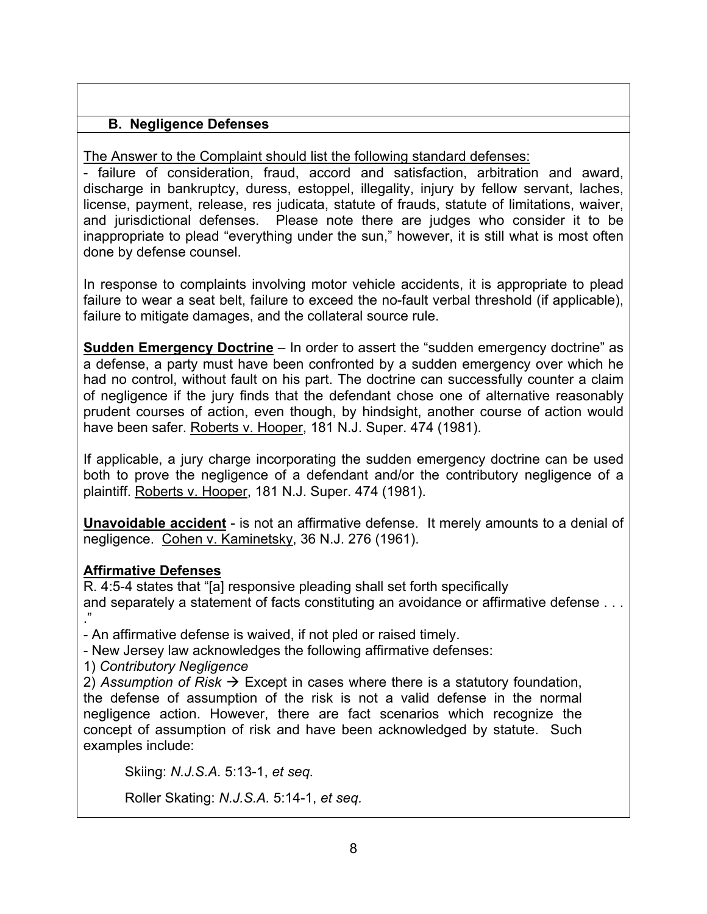### B. Negligence Defenses

The Answer to the Complaint should list the following standard defenses:

- failure of consideration, fraud, accord and satisfaction, arbitration and award, discharge in bankruptcy, duress, estoppel, illegality, injury by fellow servant, laches, license, payment, release, res judicata, statute of frauds, statute of limitations, waiver, and jurisdictional defenses. Please note there are judges who consider it to be inappropriate to plead "everything under the sun," however, it is still what is most often done by defense counsel.

In response to complaints involving motor vehicle accidents, it is appropriate to plead failure to wear a seat belt, failure to exceed the no-fault verbal threshold (if applicable), failure to mitigate damages, and the collateral source rule.

**Sudden Emergency Doctrine** – In order to assert the "sudden emergency doctrine" as a defense, a party must have been confronted by a sudden emergency over which he had no control, without fault on his part. The doctrine can successfully counter a claim of negligence if the jury finds that the defendant chose one of alternative reasonably prudent courses of action, even though, by hindsight, another course of action would have been safer. Roberts v. Hooper, 181 N.J. Super. 474 (1981).

If applicable, a jury charge incorporating the sudden emergency doctrine can be used both to prove the negligence of a defendant and/or the contributory negligence of a plaintiff. Roberts v. Hooper, 181 N.J. Super. 474 (1981).

**Unavoidable accident** - is not an affirmative defense. It merely amounts to a denial of negligence. Cohen v. Kaminetsky, 36 N.J. 276 (1961).

**Affirmative Defenses**

R. 4:5-4 states that "[a] responsive pleading shall set forth specifically and separately a statement of facts constituting an avoidance or affirmative defense . . . ."

- An affirmative defense is waived, if not pled or raised timely.
- New Jersey law acknowledges the following affirmative defenses:

1) *Contributory Negligence*

2) *Assumption of Risk* → Except in cases where there is a statutory foundation, the defense of assumption of the risk is not a valid defense in the normal negligence action. However, there are fact scenarios which recognize the concept of assumption of risk and have been acknowledged by statute. Such examples include:

Skiing: *N.J.S.A.* 5:13-1, *et seq.*

Roller Skating: *N.J.S.A.* 5:14-1, *et seq.*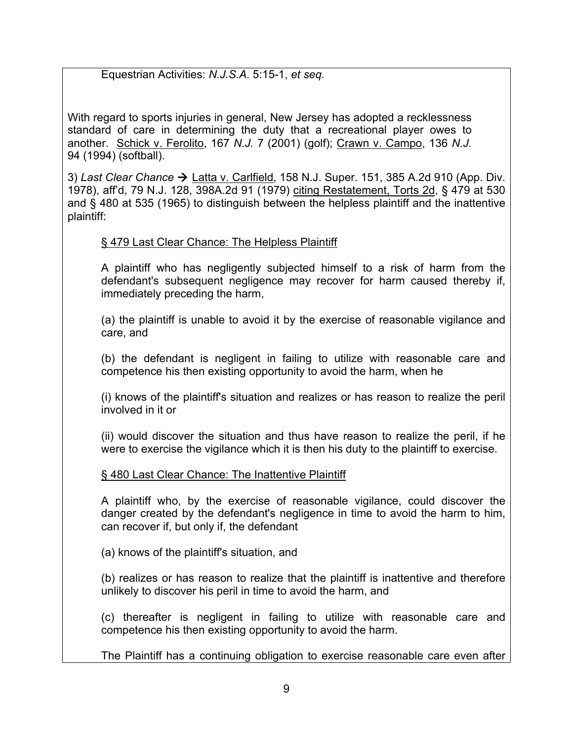Equestrian Activities: *N.J.S.A.* 5:15-1, *et seq.*

With regard to sports injuries in general, New Jersey has adopted a recklessness standard of care in determining the duty that a recreational player owes to another. Schick v. Ferolito, 167 *N.J.* 7 (2001) (golf); Crawn v. Campo, 136 *N.J.* 94 (1994) (softball).

3) *Last Clear Chance* → Latta v. Carlfield, 158 N.J. Super. 151, 385 A.2d 910 (App. Div. 1978), aff'd, 79 N.J. 128, 398A.2d 91 (1979) citing Restatement, Torts 2d, § 479 at 530 and § 480 at 535 (1965) to distinguish between the helpless plaintiff and the inattentive plaintiff:

> § 479 Last Clear Chance: The Helpless Plaintiff
>
> A plaintiff who has negligently subjected himself to a risk of harm from the defendant's subsequent negligence may recover for harm caused thereby if, immediately preceding the harm,
>
> (a) the plaintiff is unable to avoid it by the exercise of reasonable vigilance and care, and
>
> (b) the defendant is negligent in failing to utilize with reasonable care and competence his then existing opportunity to avoid the harm, when he
>
> (i) knows of the plaintiff's situation and realizes or has reason to realize the peril involved in it or
>
> (ii) would discover the situation and thus have reason to realize the peril, if he were to exercise the vigilance which it is then his duty to the plaintiff to exercise.
>
> § 480 Last Clear Chance: The Inattentive Plaintiff
>
> A plaintiff who, by the exercise of reasonable vigilance, could discover the danger created by the defendant's negligence in time to avoid the harm to him, can recover if, but only if, the defendant
>
> (a) knows of the plaintiff's situation, and
>
> (b) realizes or has reason to realize that the plaintiff is inattentive and therefore unlikely to discover his peril in time to avoid the harm, and
>
> (c) thereafter is negligent in failing to utilize with reasonable care and competence his then existing opportunity to avoid the harm.

The Plaintiff has a continuing obligation to exercise reasonable care even after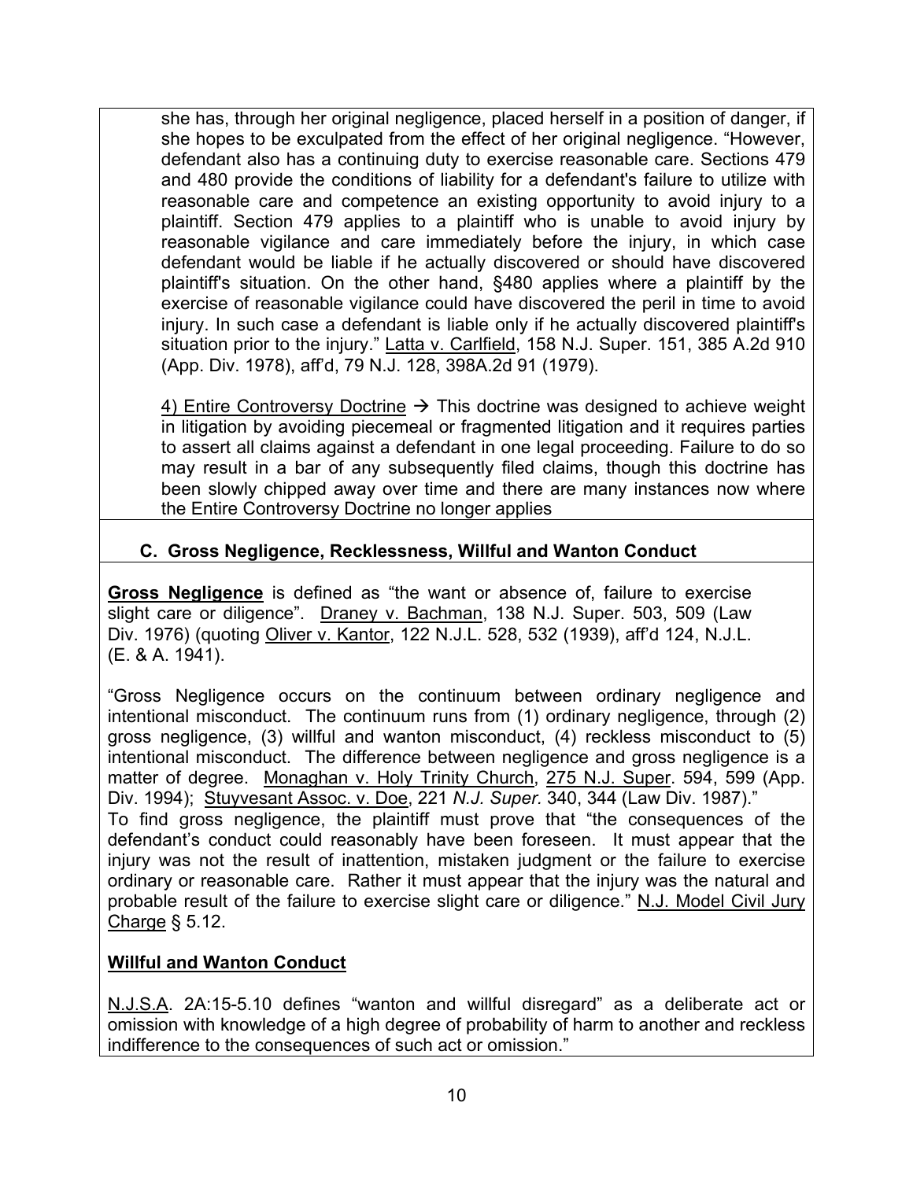she has, through her original negligence, placed herself in a position of danger, if she hopes to be exculpated from the effect of her original negligence. "However, defendant also has a continuing duty to exercise reasonable care. Sections 479 and 480 provide the conditions of liability for a defendant's failure to utilize with reasonable care and competence an existing opportunity to avoid injury to a plaintiff. Section 479 applies to a plaintiff who is unable to avoid injury by reasonable vigilance and care immediately before the injury, in which case defendant would be liable if he actually discovered or should have discovered plaintiff's situation. On the other hand, §480 applies where a plaintiff by the exercise of reasonable vigilance could have discovered the peril in time to avoid injury. In such case a defendant is liable only if he actually discovered plaintiff's situation prior to the injury." Latta v. Carlfield, 158 N.J. Super. 151, 385 A.2d 910 (App. Div. 1978), aff'd, 79 N.J. 128, 398A.2d 91 (1979).

4) Entire Controversy Doctrine → This doctrine was designed to achieve weight in litigation by avoiding piecemeal or fragmented litigation and it requires parties to assert all claims against a defendant in one legal proceeding. Failure to do so may result in a bar of any subsequently filed claims, though this doctrine has been slowly chipped away over time and there are many instances now where the Entire Controversy Doctrine no longer applies

### C. Gross Negligence, Recklessness, Willful and Wanton Conduct

**Gross Negligence** is defined as "the want or absence of, failure to exercise slight care or diligence". Draney v. Bachman, 138 N.J. Super. 503, 509 (Law Div. 1976) (quoting Oliver v. Kantor, 122 N.J.L. 528, 532 (1939), aff'd 124, N.J.L. (E. & A. 1941).

"Gross Negligence occurs on the continuum between ordinary negligence and intentional misconduct. The continuum runs from (1) ordinary negligence, through (2) gross negligence, (3) willful and wanton misconduct, (4) reckless misconduct to (5) intentional misconduct. The difference between negligence and gross negligence is a matter of degree. Monaghan v. Holy Trinity Church, 275 N.J. Super. 594, 599 (App. Div. 1994); Stuyvesant Assoc. v. Doe, 221 *N.J. Super.* 340, 344 (Law Div. 1987)."
To find gross negligence, the plaintiff must prove that "the consequences of the defendant's conduct could reasonably have been foreseen. It must appear that the injury was not the result of inattention, mistaken judgment or the failure to exercise ordinary or reasonable care. Rather it must appear that the injury was the natural and probable result of the failure to exercise slight care or diligence." N.J. Model Civil Jury Charge § 5.12.

**Willful and Wanton Conduct**

N.J.S.A. 2A:15-5.10 defines "wanton and willful disregard" as a deliberate act or omission with knowledge of a high degree of probability of harm to another and reckless indifference to the consequences of such act or omission."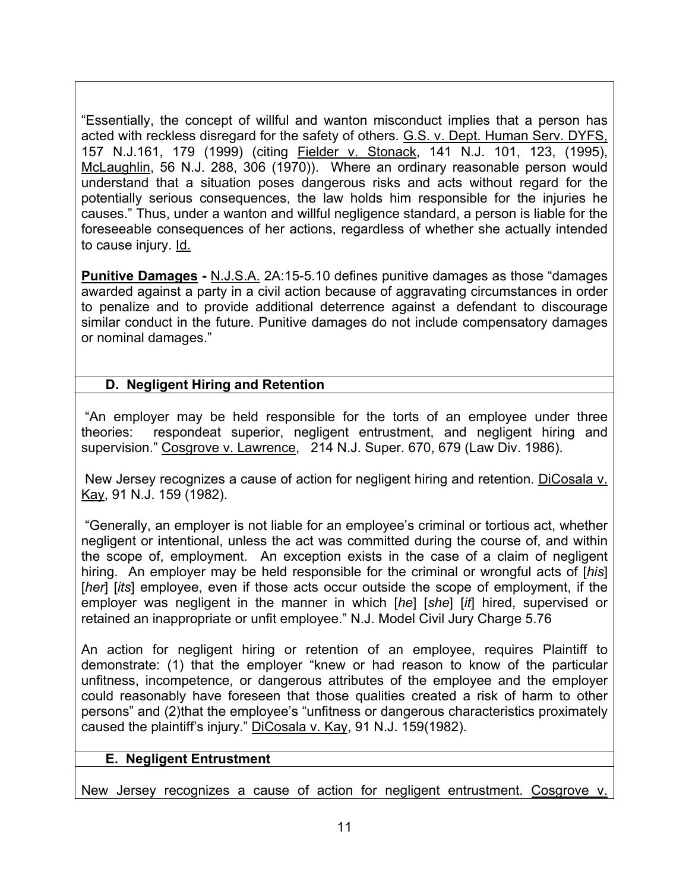"Essentially, the concept of willful and wanton misconduct implies that a person has acted with reckless disregard for the safety of others. G.S. v. Dept. Human Serv. DYFS, 157 N.J.161, 179 (1999) (citing Fielder v. Stonack, 141 N.J. 101, 123, (1995), McLaughlin, 56 N.J. 288, 306 (1970)). Where an ordinary reasonable person would understand that a situation poses dangerous risks and acts without regard for the potentially serious consequences, the law holds him responsible for the injuries he causes." Thus, under a wanton and willful negligence standard, a person is liable for the foreseeable consequences of her actions, regardless of whether she actually intended to cause injury. Id.

**Punitive Damages -** N.J.S.A. 2A:15-5.10 defines punitive damages as those "damages awarded against a party in a civil action because of aggravating circumstances in order to penalize and to provide additional deterrence against a defendant to discourage similar conduct in the future. Punitive damages do not include compensatory damages or nominal damages."

### D. Negligent Hiring and Retention

"An employer may be held responsible for the torts of an employee under three theories: respondeat superior, negligent entrustment, and negligent hiring and supervision." Cosgrove v. Lawrence, 214 N.J. Super. 670, 679 (Law Div. 1986).

New Jersey recognizes a cause of action for negligent hiring and retention. DiCosala v. Kay, 91 N.J. 159 (1982).

"Generally, an employer is not liable for an employee's criminal or tortious act, whether negligent or intentional, unless the act was committed during the course of, and within the scope of, employment. An exception exists in the case of a claim of negligent hiring. An employer may be held responsible for the criminal or wrongful acts of [*his*] [*her*] [*its*] employee, even if those acts occur outside the scope of employment, if the employer was negligent in the manner in which [*he*] [*she*] [*it*] hired, supervised or retained an inappropriate or unfit employee." N.J. Model Civil Jury Charge 5.76

An action for negligent hiring or retention of an employee, requires Plaintiff to demonstrate: (1) that the employer "knew or had reason to know of the particular unfitness, incompetence, or dangerous attributes of the employee and the employer could reasonably have foreseen that those qualities created a risk of harm to other persons" and (2)that the employee's "unfitness or dangerous characteristics proximately caused the plaintiff's injury." DiCosala v. Kay, 91 N.J. 159(1982).

### E. Negligent Entrustment

New Jersey recognizes a cause of action for negligent entrustment. Cosgrove v.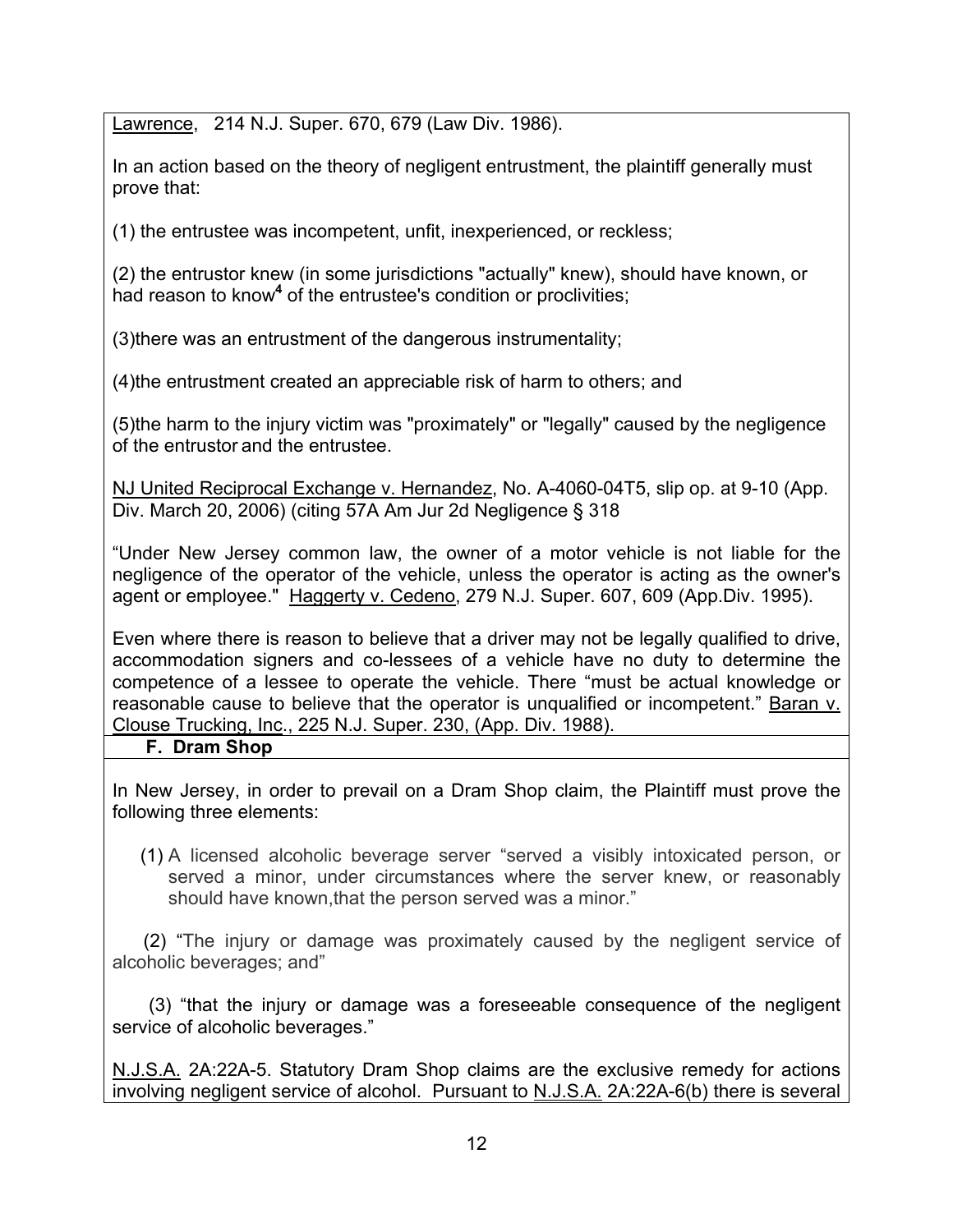Lawrence, 214 N.J. Super. 670, 679 (Law Div. 1986).

In an action based on the theory of negligent entrustment, the plaintiff generally must prove that:

(1) the entrustee was incompetent, unfit, inexperienced, or reckless;

(2) the entrustor knew (in some jurisdictions "actually" knew), should have known, or had reason to know[4] of the entrustee's condition or proclivities;

(3)there was an entrustment of the dangerous instrumentality;

(4)the entrustment created an appreciable risk of harm to others; and

(5)the harm to the injury victim was "proximately" or "legally" caused by the negligence of the entrustor and the entrustee.

NJ United Reciprocal Exchange v. Hernandez, No. A-4060-04T5, slip op. at 9-10 (App. Div. March 20, 2006) (citing 57A Am Jur 2d Negligence § 318

"Under New Jersey common law, the owner of a motor vehicle is not liable for the negligence of the operator of the vehicle, unless the operator is acting as the owner's agent or employee." Haggerty v. Cedeno, 279 N.J. Super. 607, 609 (App.Div. 1995).

Even where there is reason to believe that a driver may not be legally qualified to drive, accommodation signers and co-lessees of a vehicle have no duty to determine the competence of a lessee to operate the vehicle. There "must be actual knowledge or reasonable cause to believe that the operator is unqualified or incompetent." Baran v. Clouse Trucking, Inc., 225 N.J. Super. 230, (App. Div. 1988).

**F. Dram Shop**

In New Jersey, in order to prevail on a Dram Shop claim, the Plaintiff must prove the following three elements:

(1) A licensed alcoholic beverage server "served a visibly intoxicated person, or served a minor, under circumstances where the server knew, or reasonably should have known,that the person served was a minor."

(2) "The injury or damage was proximately caused by the negligent service of alcoholic beverages; and"

(3) "that the injury or damage was a foreseeable consequence of the negligent service of alcoholic beverages."

N.J.S.A. 2A:22A-5. Statutory Dram Shop claims are the exclusive remedy for actions involving negligent service of alcohol. Pursuant to N.J.S.A. 2A:22A-6(b) there is several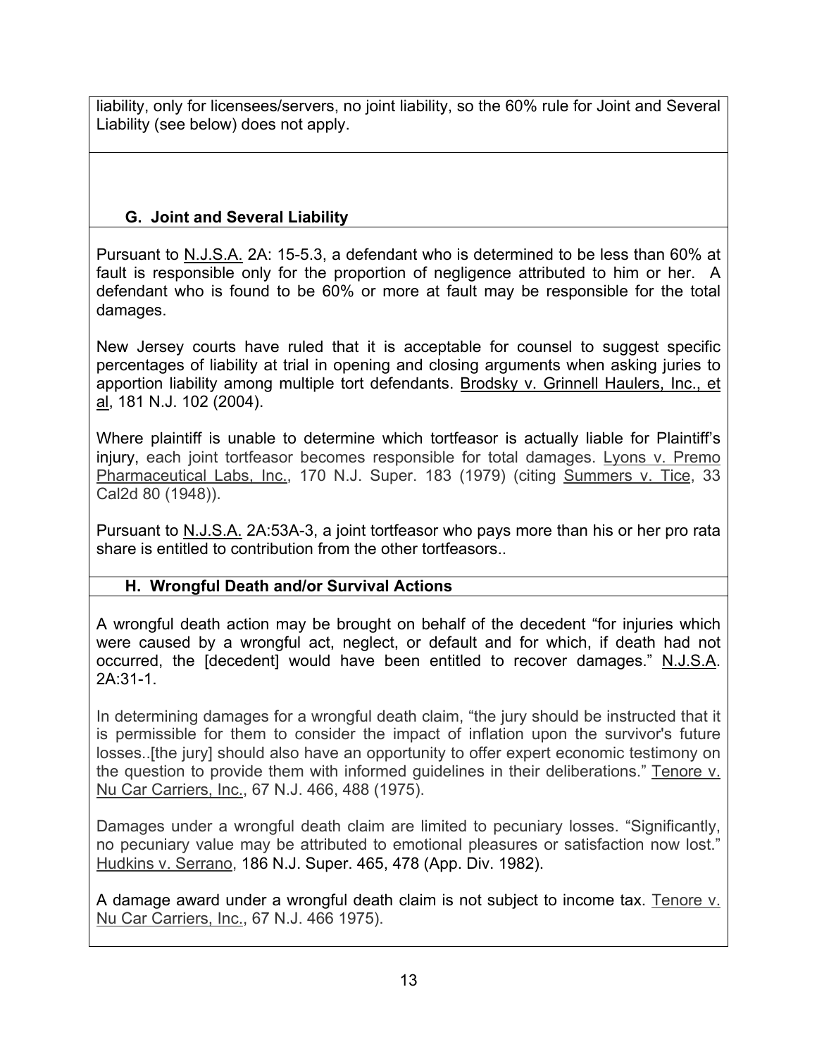liability, only for licensees/servers, no joint liability, so the 60% rule for Joint and Several Liability (see below) does not apply.

### G. Joint and Several Liability

Pursuant to N.J.S.A. 2A: 15-5.3, a defendant who is determined to be less than 60% at fault is responsible only for the proportion of negligence attributed to him or her. A defendant who is found to be 60% or more at fault may be responsible for the total damages.

New Jersey courts have ruled that it is acceptable for counsel to suggest specific percentages of liability at trial in opening and closing arguments when asking juries to apportion liability among multiple tort defendants. Brodsky v. Grinnell Haulers, Inc., et al, 181 N.J. 102 (2004).

Where plaintiff is unable to determine which tortfeasor is actually liable for Plaintiff's injury, each joint tortfeasor becomes responsible for total damages. Lyons v. Premo Pharmaceutical Labs, Inc., 170 N.J. Super. 183 (1979) (citing Summers v. Tice, 33 Cal2d 80 (1948)).

Pursuant to N.J.S.A. 2A:53A-3, a joint tortfeasor who pays more than his or her pro rata share is entitled to contribution from the other tortfeasors..

### H. Wrongful Death and/or Survival Actions

A wrongful death action may be brought on behalf of the decedent "for injuries which were caused by a wrongful act, neglect, or default and for which, if death had not occurred, the [decedent] would have been entitled to recover damages." N.J.S.A. 2A:31-1.

In determining damages for a wrongful death claim, "the jury should be instructed that it is permissible for them to consider the impact of inflation upon the survivor's future losses..[the jury] should also have an opportunity to offer expert economic testimony on the question to provide them with informed guidelines in their deliberations." Tenore v. Nu Car Carriers, Inc., 67 N.J. 466, 488 (1975).

Damages under a wrongful death claim are limited to pecuniary losses. "Significantly, no pecuniary value may be attributed to emotional pleasures or satisfaction now lost." Hudkins v. Serrano, 186 N.J. Super. 465, 478 (App. Div. 1982).

A damage award under a wrongful death claim is not subject to income tax. Tenore v. Nu Car Carriers, Inc., 67 N.J. 466 1975).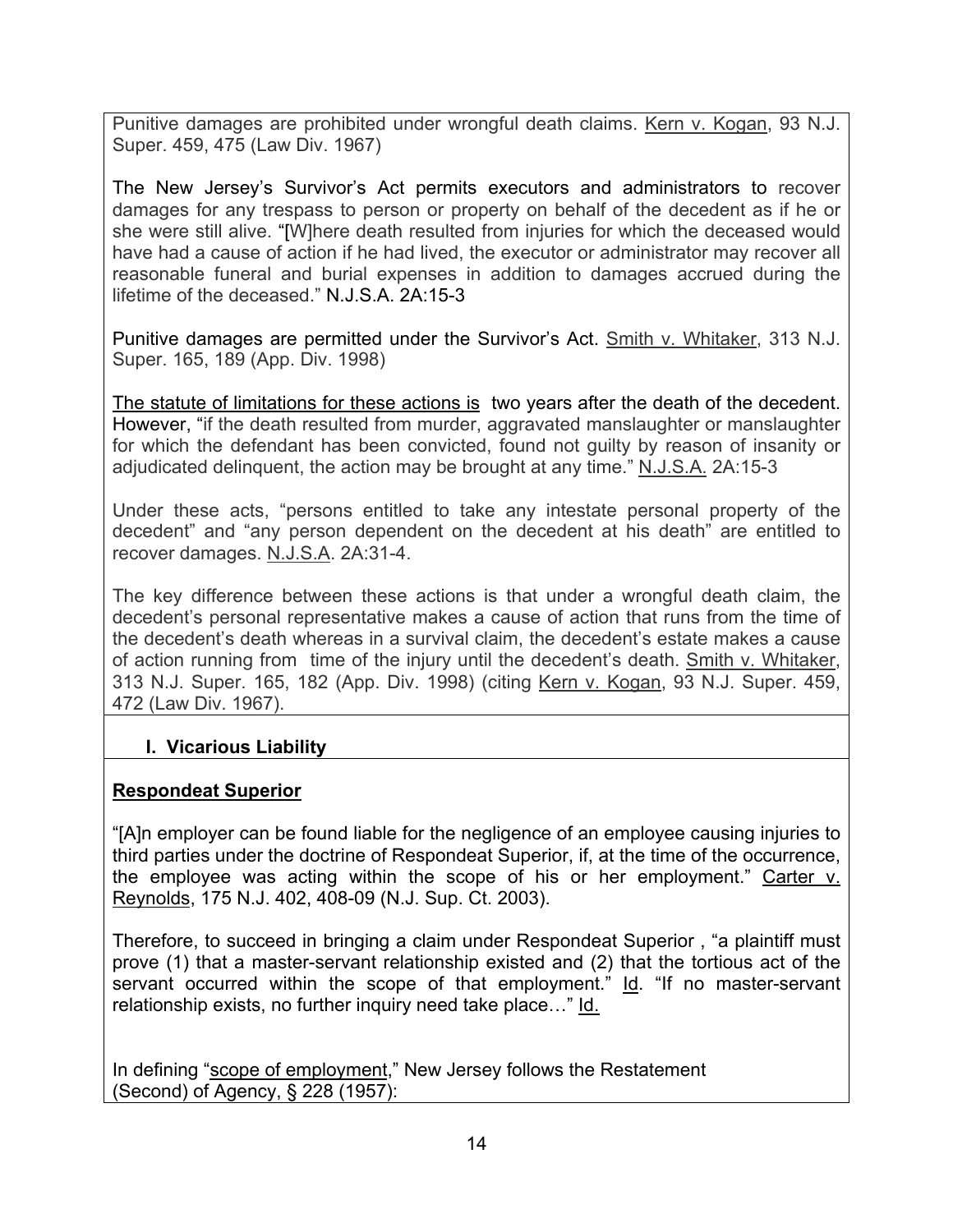Punitive damages are prohibited under wrongful death claims. Kern v. Kogan, 93 N.J. Super. 459, 475 (Law Div. 1967)

The New Jersey's Survivor's Act permits executors and administrators to recover damages for any trespass to person or property on behalf of the decedent as if he or she were still alive. "[W]here death resulted from injuries for which the deceased would have had a cause of action if he had lived, the executor or administrator may recover all reasonable funeral and burial expenses in addition to damages accrued during the lifetime of the deceased." N.J.S.A. 2A:15-3

Punitive damages are permitted under the Survivor's Act. Smith v. Whitaker, 313 N.J. Super. 165, 189 (App. Div. 1998)

The statute of limitations for these actions is two years after the death of the decedent. However, "if the death resulted from murder, aggravated manslaughter or manslaughter for which the defendant has been convicted, found not guilty by reason of insanity or adjudicated delinquent, the action may be brought at any time." N.J.S.A. 2A:15-3

Under these acts, "persons entitled to take any intestate personal property of the decedent" and "any person dependent on the decedent at his death" are entitled to recover damages. N.J.S.A. 2A:31-4.

The key difference between these actions is that under a wrongful death claim, the decedent's personal representative makes a cause of action that runs from the time of the decedent's death whereas in a survival claim, the decedent's estate makes a cause of action running from time of the injury until the decedent's death. Smith v. Whitaker, 313 N.J. Super. 165, 182 (App. Div. 1998) (citing Kern v. Kogan, 93 N.J. Super. 459, 472 (Law Div. 1967).

## I. Vicarious Liability

**Respondeat Superior**

"[A]n employer can be found liable for the negligence of an employee causing injuries to third parties under the doctrine of Respondeat Superior, if, at the time of the occurrence, the employee was acting within the scope of his or her employment." Carter v. Reynolds, 175 N.J. 402, 408-09 (N.J. Sup. Ct. 2003).

Therefore, to succeed in bringing a claim under Respondeat Superior , "a plaintiff must prove (1) that a master-servant relationship existed and (2) that the tortious act of the servant occurred within the scope of that employment." Id. "If no master-servant relationship exists, no further inquiry need take place…" Id.

In defining "scope of employment," New Jersey follows the Restatement (Second) of Agency, § 228 (1957):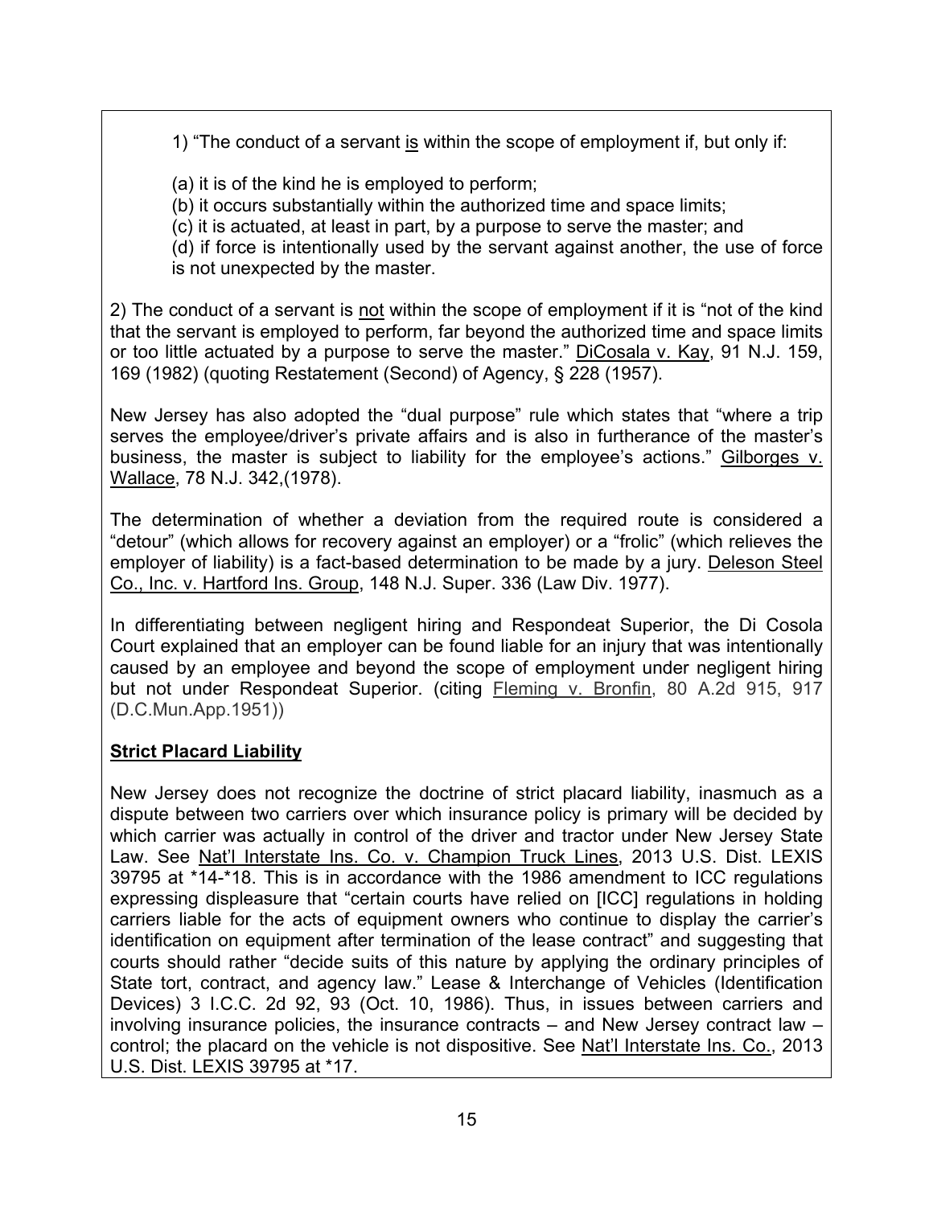1) "The conduct of a servant <u>is</u> within the scope of employment if, but only if:

(a) it is of the kind he is employed to perform;
(b) it occurs substantially within the authorized time and space limits;
(c) it is actuated, at least in part, by a purpose to serve the master; and
(d) if force is intentionally used by the servant against another, the use of force is not unexpected by the master.

2) The conduct of a servant is <u>not</u> within the scope of employment if it is "not of the kind that the servant is employed to perform, far beyond the authorized time and space limits or too little actuated by a purpose to serve the master." <u>DiCosala v. Kay</u>, 91 N.J. 159, 169 (1982) (quoting Restatement (Second) of Agency, § 228 (1957).

New Jersey has also adopted the "dual purpose" rule which states that "where a trip serves the employee/driver's private affairs and is also in furtherance of the master's business, the master is subject to liability for the employee's actions." <u>Gilborges v. Wallace</u>, 78 N.J. 342,(1978).

The determination of whether a deviation from the required route is considered a "detour" (which allows for recovery against an employer) or a "frolic" (which relieves the employer of liability) is a fact-based determination to be made by a jury. <u>Deleson Steel Co., Inc. v. Hartford Ins. Group</u>, 148 N.J. Super. 336 (Law Div. 1977).

In differentiating between negligent hiring and Respondeat Superior, the Di Cosola Court explained that an employer can be found liable for an injury that was intentionally caused by an employee and beyond the scope of employment under negligent hiring but not under Respondeat Superior. (citing <u>Fleming v. Bronfin</u>, 80 A.2d 915, 917 (D.C.Mun.App.1951))

**<u>Strict Placard Liability</u>**

New Jersey does not recognize the doctrine of strict placard liability, inasmuch as a dispute between two carriers over which insurance policy is primary will be decided by which carrier was actually in control of the driver and tractor under New Jersey State Law. See <u>Nat'l Interstate Ins. Co. v. Champion Truck Lines</u>, 2013 U.S. Dist. LEXIS 39795 at *14-*18. This is in accordance with the 1986 amendment to ICC regulations expressing displeasure that "certain courts have relied on [ICC] regulations in holding carriers liable for the acts of equipment owners who continue to display the carrier's identification on equipment after termination of the lease contract" and suggesting that courts should rather "decide suits of this nature by applying the ordinary principles of State tort, contract, and agency law." Lease & Interchange of Vehicles (Identification Devices) 3 I.C.C. 2d 92, 93 (Oct. 10, 1986). Thus, in issues between carriers and involving insurance policies, the insurance contracts – and New Jersey contract law – control; the placard on the vehicle is not dispositive. See <u>Nat'l Interstate Ins. Co.</u>, 2013 U.S. Dist. LEXIS 39795 at *17.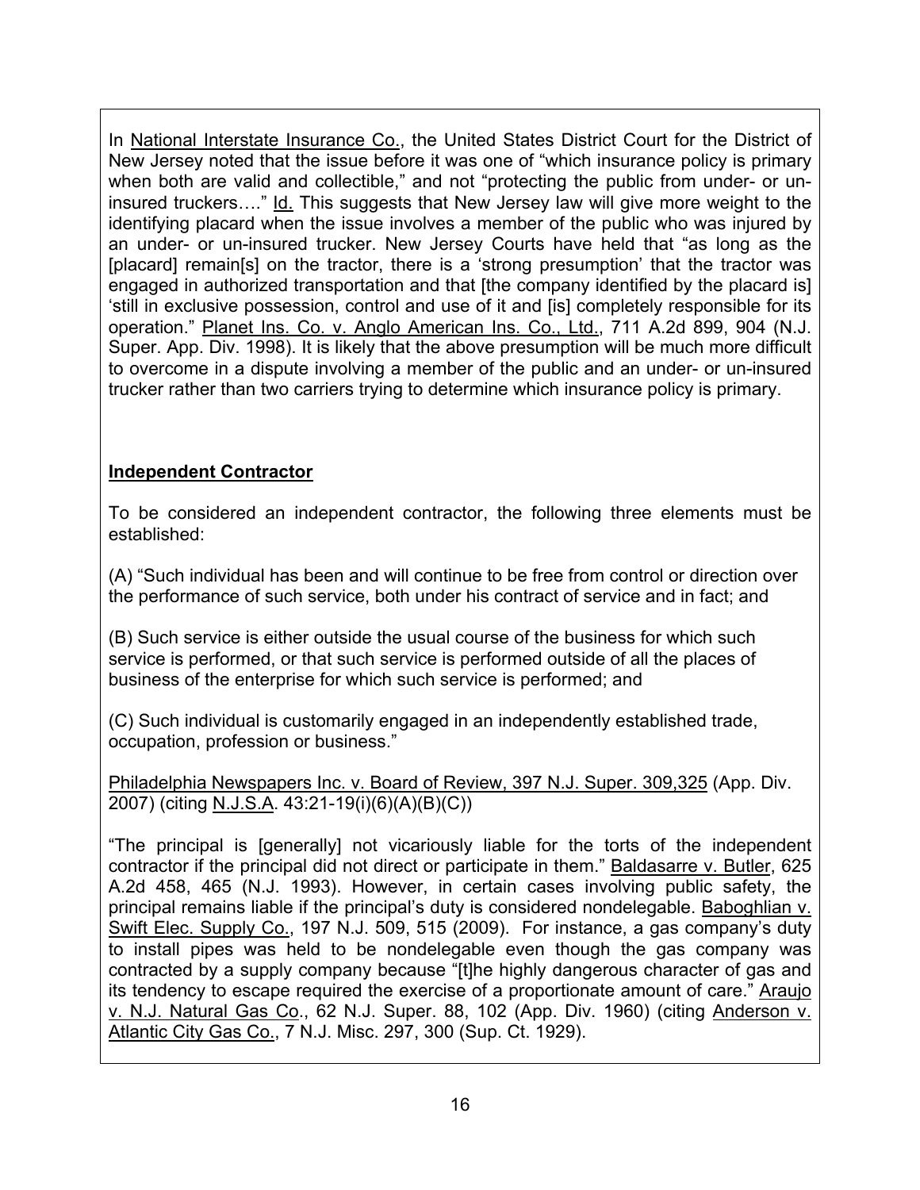In National Interstate Insurance Co., the United States District Court for the District of New Jersey noted that the issue before it was one of "which insurance policy is primary when both are valid and collectible," and not "protecting the public from under- or un-insured truckers…." Id. This suggests that New Jersey law will give more weight to the identifying placard when the issue involves a member of the public who was injured by an under- or un-insured trucker. New Jersey Courts have held that "as long as the [placard] remain[s] on the tractor, there is a 'strong presumption' that the tractor was engaged in authorized transportation and that [the company identified by the placard is] 'still in exclusive possession, control and use of it and [is] completely responsible for its operation." Planet Ins. Co. v. Anglo American Ins. Co., Ltd., 711 A.2d 899, 904 (N.J. Super. App. Div. 1998). It is likely that the above presumption will be much more difficult to overcome in a dispute involving a member of the public and an under- or un-insured trucker rather than two carriers trying to determine which insurance policy is primary.

**Independent Contractor**

To be considered an independent contractor, the following three elements must be established:

(A) "Such individual has been and will continue to be free from control or direction over the performance of such service, both under his contract of service and in fact; and

(B) Such service is either outside the usual course of the business for which such service is performed, or that such service is performed outside of all the places of business of the enterprise for which such service is performed; and

(C) Such individual is customarily engaged in an independently established trade, occupation, profession or business."

Philadelphia Newspapers Inc. v. Board of Review, 397 N.J. Super. 309,325 (App. Div. 2007) (citing N.J.S.A. 43:21-19(i)(6)(A)(B)(C))

"The principal is [generally] not vicariously liable for the torts of the independent contractor if the principal did not direct or participate in them." Baldasarre v. Butler, 625 A.2d 458, 465 (N.J. 1993). However, in certain cases involving public safety, the principal remains liable if the principal's duty is considered nondelegable. Baboghlian v. Swift Elec. Supply Co., 197 N.J. 509, 515 (2009). For instance, a gas company's duty to install pipes was held to be nondelegable even though the gas company was contracted by a supply company because "[t]he highly dangerous character of gas and its tendency to escape required the exercise of a proportionate amount of care." Araujo v. N.J. Natural Gas Co., 62 N.J. Super. 88, 102 (App. Div. 1960) (citing Anderson v. Atlantic City Gas Co., 7 N.J. Misc. 297, 300 (Sup. Ct. 1929).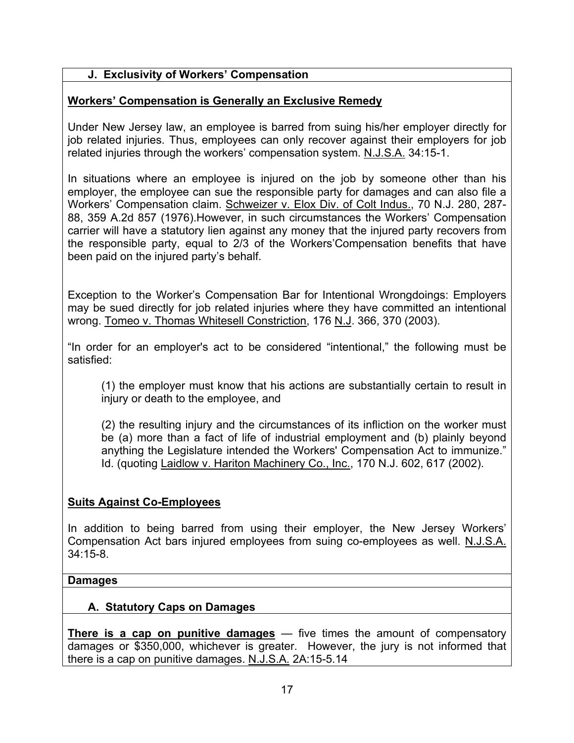### J. Exclusivity of Workers' Compensation

**Workers' Compensation is Generally an Exclusive Remedy**

Under New Jersey law, an employee is barred from suing his/her employer directly for job related injuries. Thus, employees can only recover against their employers for job related injuries through the workers' compensation system. N.J.S.A. 34:15-1.

In situations where an employee is injured on the job by someone other than his employer, the employee can sue the responsible party for damages and can also file a Workers' Compensation claim. Schweizer v. Elox Div. of Colt Indus., 70 N.J. 280, 287-88, 359 A.2d 857 (1976).However, in such circumstances the Workers' Compensation carrier will have a statutory lien against any money that the injured party recovers from the responsible party, equal to 2/3 of the Workers'Compensation benefits that have been paid on the injured party's behalf.

Exception to the Worker's Compensation Bar for Intentional Wrongdoings: Employers may be sued directly for job related injuries where they have committed an intentional wrong. Tomeo v. Thomas Whitesell Constriction, 176 N.J. 366, 370 (2003).

"In order for an employer's act to be considered "intentional," the following must be satisfied:

> (1) the employer must know that his actions are substantially certain to result in injury or death to the employee, and
>
> (2) the resulting injury and the circumstances of its infliction on the worker must be (a) more than a fact of life of industrial employment and (b) plainly beyond anything the Legislature intended the Workers' Compensation Act to immunize." Id. (quoting Laidlow v. Hariton Machinery Co., Inc., 170 N.J. 602, 617 (2002).

**Suits Against Co-Employees**

In addition to being barred from using their employer, the New Jersey Workers' Compensation Act bars injured employees from suing co-employees as well. N.J.S.A. 34:15-8.

## Damages

### A. Statutory Caps on Damages

**There is a cap on punitive damages** — five times the amount of compensatory damages or $350,000, whichever is greater. However, the jury is not informed that there is a cap on punitive damages. N.J.S.A. 2A:15-5.14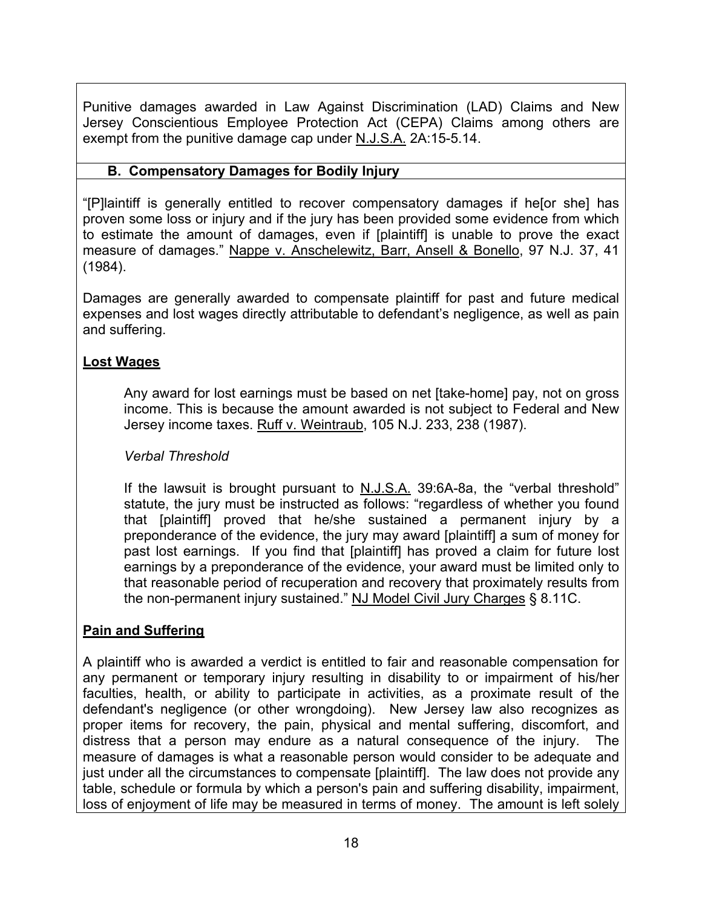Punitive damages awarded in Law Against Discrimination (LAD) Claims and New Jersey Conscientious Employee Protection Act (CEPA) Claims among others are exempt from the punitive damage cap under N.J.S.A. 2A:15-5.14.

### B. Compensatory Damages for Bodily Injury

"[P]laintiff is generally entitled to recover compensatory damages if he[or she] has proven some loss or injury and if the jury has been provided some evidence from which to estimate the amount of damages, even if [plaintiff] is unable to prove the exact measure of damages." Nappe v. Anschelewitz, Barr, Ansell & Bonello, 97 N.J. 37, 41 (1984).

Damages are generally awarded to compensate plaintiff for past and future medical expenses and lost wages directly attributable to defendant's negligence, as well as pain and suffering.

**Lost Wages**

> Any award for lost earnings must be based on net [take-home] pay, not on gross income. This is because the amount awarded is not subject to Federal and New Jersey income taxes. Ruff v. Weintraub, 105 N.J. 233, 238 (1987).
>
> *Verbal Threshold*
>
> If the lawsuit is brought pursuant to N.J.S.A. 39:6A-8a, the "verbal threshold" statute, the jury must be instructed as follows: "regardless of whether you found that [plaintiff] proved that he/she sustained a permanent injury by a preponderance of the evidence, the jury may award [plaintiff] a sum of money for past lost earnings. If you find that [plaintiff] has proved a claim for future lost earnings by a preponderance of the evidence, your award must be limited only to that reasonable period of recuperation and recovery that proximately results from the non-permanent injury sustained." NJ Model Civil Jury Charges § 8.11C.

**Pain and Suffering**

A plaintiff who is awarded a verdict is entitled to fair and reasonable compensation for any permanent or temporary injury resulting in disability to or impairment of his/her faculties, health, or ability to participate in activities, as a proximate result of the defendant's negligence (or other wrongdoing). New Jersey law also recognizes as proper items for recovery, the pain, physical and mental suffering, discomfort, and distress that a person may endure as a natural consequence of the injury. The measure of damages is what a reasonable person would consider to be adequate and just under all the circumstances to compensate [plaintiff]. The law does not provide any table, schedule or formula by which a person's pain and suffering disability, impairment, loss of enjoyment of life may be measured in terms of money. The amount is left solely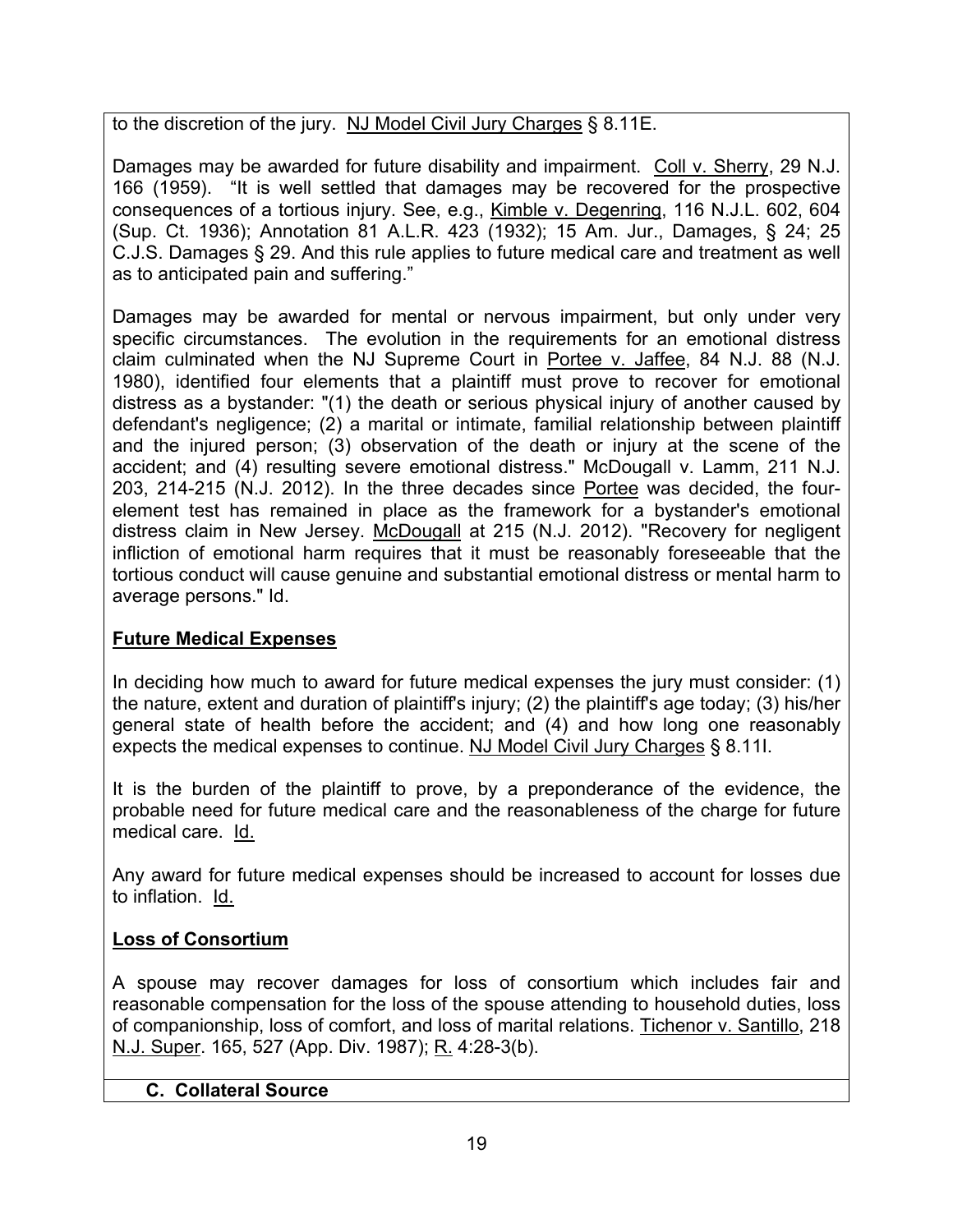to the discretion of the jury. NJ Model Civil Jury Charges § 8.11E.

Damages may be awarded for future disability and impairment. Coll v. Sherry, 29 N.J. 166 (1959). "It is well settled that damages may be recovered for the prospective consequences of a tortious injury. See, e.g., Kimble v. Degenring, 116 N.J.L. 602, 604 (Sup. Ct. 1936); Annotation 81 A.L.R. 423 (1932); 15 Am. Jur., Damages, § 24; 25 C.J.S. Damages § 29. And this rule applies to future medical care and treatment as well as to anticipated pain and suffering."

Damages may be awarded for mental or nervous impairment, but only under very specific circumstances. The evolution in the requirements for an emotional distress claim culminated when the NJ Supreme Court in Portee v. Jaffee, 84 N.J. 88 (N.J. 1980), identified four elements that a plaintiff must prove to recover for emotional distress as a bystander: "(1) the death or serious physical injury of another caused by defendant's negligence; (2) a marital or intimate, familial relationship between plaintiff and the injured person; (3) observation of the death or injury at the scene of the accident; and (4) resulting severe emotional distress." McDougall v. Lamm, 211 N.J. 203, 214-215 (N.J. 2012). In the three decades since Portee was decided, the four-element test has remained in place as the framework for a bystander's emotional distress claim in New Jersey. McDougall at 215 (N.J. 2012). "Recovery for negligent infliction of emotional harm requires that it must be reasonably foreseeable that the tortious conduct will cause genuine and substantial emotional distress or mental harm to average persons." Id.

**Future Medical Expenses**

In deciding how much to award for future medical expenses the jury must consider: (1) the nature, extent and duration of plaintiff's injury; (2) the plaintiff's age today; (3) his/her general state of health before the accident; and (4) and how long one reasonably expects the medical expenses to continue. NJ Model Civil Jury Charges § 8.11I.

It is the burden of the plaintiff to prove, by a preponderance of the evidence, the probable need for future medical care and the reasonableness of the charge for future medical care. Id.

Any award for future medical expenses should be increased to account for losses due to inflation. Id.

**Loss of Consortium**

A spouse may recover damages for loss of consortium which includes fair and reasonable compensation for the loss of the spouse attending to household duties, loss of companionship, loss of comfort, and loss of marital relations. Tichenor v. Santillo, 218 N.J. Super. 165, 527 (App. Div. 1987); R. 4:28-3(b).

**C. Collateral Source**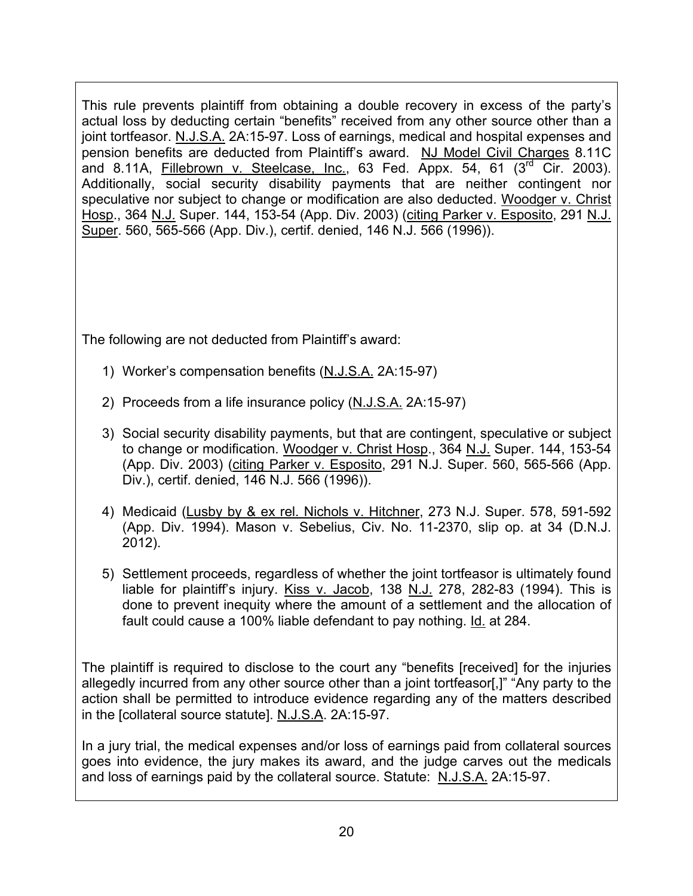This rule prevents plaintiff from obtaining a double recovery in excess of the party's actual loss by deducting certain "benefits" received from any other source other than a joint tortfeasor. N.J.S.A. 2A:15-97. Loss of earnings, medical and hospital expenses and pension benefits are deducted from Plaintiff's award. NJ Model Civil Charges 8.11C and 8.11A, Fillebrown v. Steelcase, Inc., 63 Fed. Appx. 54, 61 (3rd Cir. 2003). Additionally, social security disability payments that are neither contingent nor speculative nor subject to change or modification are also deducted. Woodger v. Christ Hosp., 364 N.J. Super. 144, 153-54 (App. Div. 2003) (citing Parker v. Esposito, 291 N.J. Super. 560, 565-566 (App. Div.), certif. denied, 146 N.J. 566 (1996)).

The following are not deducted from Plaintiff's award:

1) Worker's compensation benefits (N.J.S.A. 2A:15-97)

2) Proceeds from a life insurance policy (N.J.S.A. 2A:15-97)

3) Social security disability payments, but that are contingent, speculative or subject to change or modification. Woodger v. Christ Hosp., 364 N.J. Super. 144, 153-54 (App. Div. 2003) (citing Parker v. Esposito, 291 N.J. Super. 560, 565-566 (App. Div.), certif. denied, 146 N.J. 566 (1996)).

4) Medicaid (Lusby by & ex rel. Nichols v. Hitchner, 273 N.J. Super. 578, 591-592 (App. Div. 1994). Mason v. Sebelius, Civ. No. 11-2370, slip op. at 34 (D.N.J. 2012).

5) Settlement proceeds, regardless of whether the joint tortfeasor is ultimately found liable for plaintiff's injury. Kiss v. Jacob, 138 N.J. 278, 282-83 (1994). This is done to prevent inequity where the amount of a settlement and the allocation of fault could cause a 100% liable defendant to pay nothing. Id. at 284.

The plaintiff is required to disclose to the court any "benefits [received] for the injuries allegedly incurred from any other source other than a joint tortfeasor[,]" "Any party to the action shall be permitted to introduce evidence regarding any of the matters described in the [collateral source statute]. N.J.S.A. 2A:15-97.

In a jury trial, the medical expenses and/or loss of earnings paid from collateral sources goes into evidence, the jury makes its award, and the judge carves out the medicals and loss of earnings paid by the collateral source. Statute: N.J.S.A. 2A:15-97.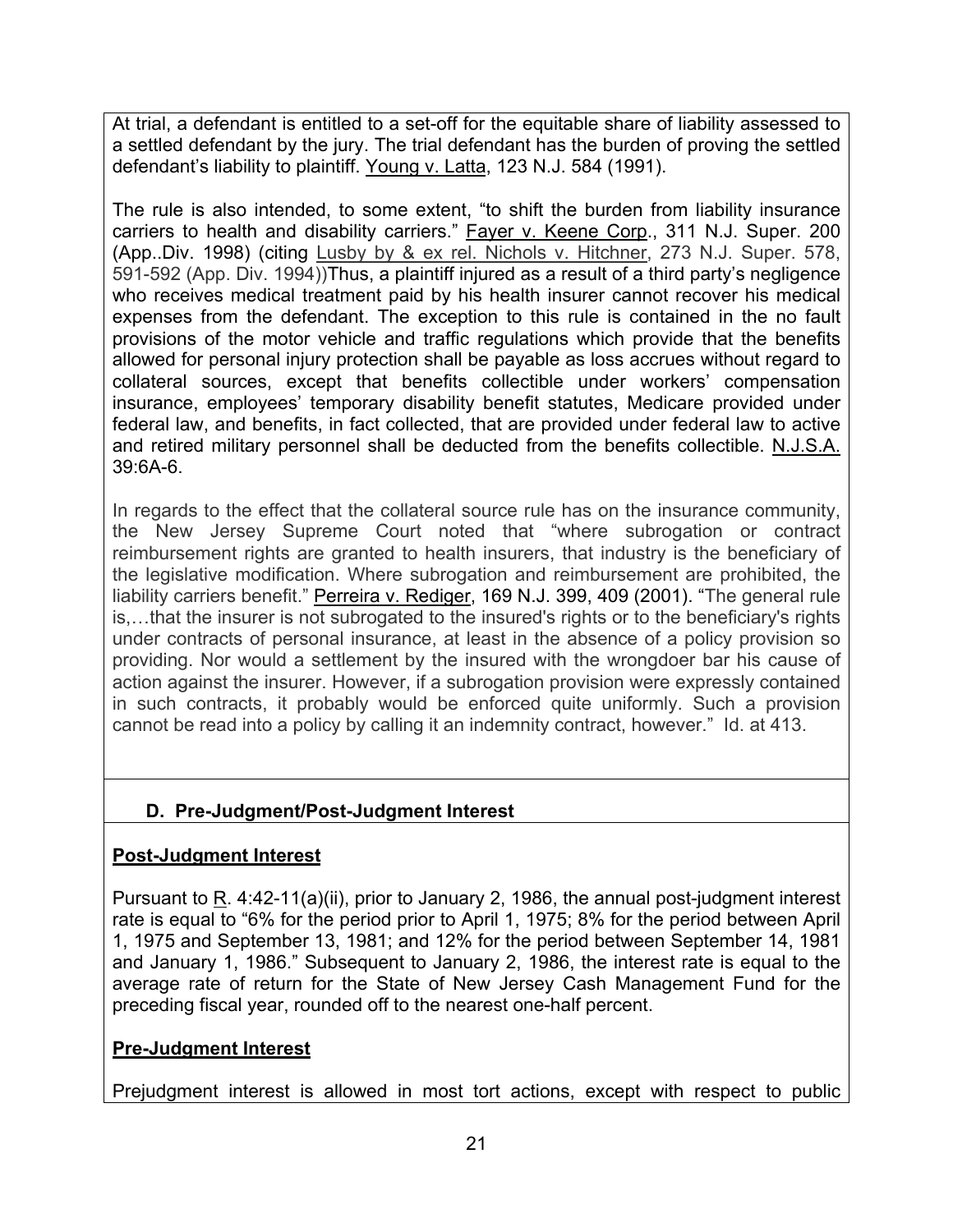At trial, a defendant is entitled to a set-off for the equitable share of liability assessed to a settled defendant by the jury. The trial defendant has the burden of proving the settled defendant's liability to plaintiff. Young v. Latta, 123 N.J. 584 (1991).

The rule is also intended, to some extent, "to shift the burden from liability insurance carriers to health and disability carriers." Fayer v. Keene Corp., 311 N.J. Super. 200 (App..Div. 1998) (citing Lusby by & ex rel. Nichols v. Hitchner, 273 N.J. Super. 578, 591-592 (App. Div. 1994))Thus, a plaintiff injured as a result of a third party's negligence who receives medical treatment paid by his health insurer cannot recover his medical expenses from the defendant. The exception to this rule is contained in the no fault provisions of the motor vehicle and traffic regulations which provide that the benefits allowed for personal injury protection shall be payable as loss accrues without regard to collateral sources, except that benefits collectible under workers' compensation insurance, employees' temporary disability benefit statutes, Medicare provided under federal law, and benefits, in fact collected, that are provided under federal law to active and retired military personnel shall be deducted from the benefits collectible. N.J.S.A. 39:6A-6.

In regards to the effect that the collateral source rule has on the insurance community, the New Jersey Supreme Court noted that "where subrogation or contract reimbursement rights are granted to health insurers, that industry is the beneficiary of the legislative modification. Where subrogation and reimbursement are prohibited, the liability carriers benefit." Perreira v. Rediger, 169 N.J. 399, 409 (2001). "The general rule is,…that the insurer is not subrogated to the insured's rights or to the beneficiary's rights under contracts of personal insurance, at least in the absence of a policy provision so providing. Nor would a settlement by the insured with the wrongdoer bar his cause of action against the insurer. However, if a subrogation provision were expressly contained in such contracts, it probably would be enforced quite uniformly. Such a provision cannot be read into a policy by calling it an indemnity contract, however." Id. at 413.

## D. Pre-Judgment/Post-Judgment Interest

**Post-Judgment Interest**

Pursuant to R. 4:42-11(a)(ii), prior to January 2, 1986, the annual post-judgment interest rate is equal to "6% for the period prior to April 1, 1975; 8% for the period between April 1, 1975 and September 13, 1981; and 12% for the period between September 14, 1981 and January 1, 1986." Subsequent to January 2, 1986, the interest rate is equal to the average rate of return for the State of New Jersey Cash Management Fund for the preceding fiscal year, rounded off to the nearest one-half percent.

**Pre-Judgment Interest**

Prejudgment interest is allowed in most tort actions, except with respect to public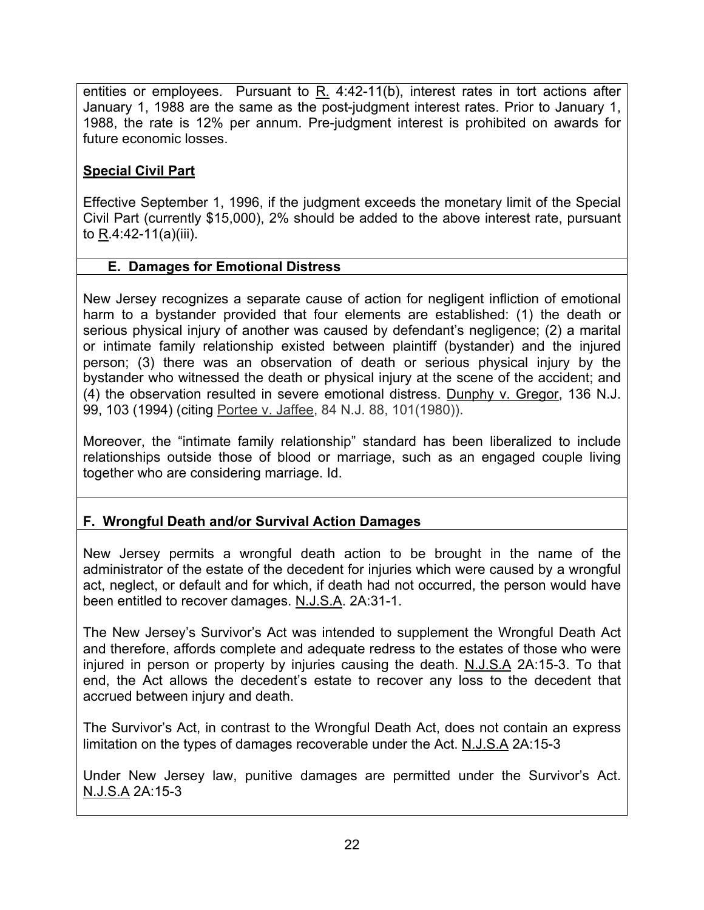entities or employees. Pursuant to R. 4:42-11(b), interest rates in tort actions after January 1, 1988 are the same as the post-judgment interest rates. Prior to January 1, 1988, the rate is 12% per annum. Pre-judgment interest is prohibited on awards for future economic losses.

**Special Civil Part**

Effective September 1, 1996, if the judgment exceeds the monetary limit of the Special Civil Part (currently $15,000), 2% should be added to the above interest rate, pursuant to R.4:42-11(a)(iii).

### E. Damages for Emotional Distress

New Jersey recognizes a separate cause of action for negligent infliction of emotional harm to a bystander provided that four elements are established: (1) the death or serious physical injury of another was caused by defendant's negligence; (2) a marital or intimate family relationship existed between plaintiff (bystander) and the injured person; (3) there was an observation of death or serious physical injury by the bystander who witnessed the death or physical injury at the scene of the accident; and (4) the observation resulted in severe emotional distress. Dunphy v. Gregor, 136 N.J. 99, 103 (1994) (citing Portee v. Jaffee, 84 N.J. 88, 101(1980)).

Moreover, the "intimate family relationship" standard has been liberalized to include relationships outside those of blood or marriage, such as an engaged couple living together who are considering marriage. Id.

### F. Wrongful Death and/or Survival Action Damages

New Jersey permits a wrongful death action to be brought in the name of the administrator of the estate of the decedent for injuries which were caused by a wrongful act, neglect, or default and for which, if death had not occurred, the person would have been entitled to recover damages. N.J.S.A. 2A:31-1.

The New Jersey's Survivor's Act was intended to supplement the Wrongful Death Act and therefore, affords complete and adequate redress to the estates of those who were injured in person or property by injuries causing the death. N.J.S.A 2A:15-3. To that end, the Act allows the decedent's estate to recover any loss to the decedent that accrued between injury and death.

The Survivor's Act, in contrast to the Wrongful Death Act, does not contain an express limitation on the types of damages recoverable under the Act. N.J.S.A 2A:15-3

Under New Jersey law, punitive damages are permitted under the Survivor's Act. N.J.S.A 2A:15-3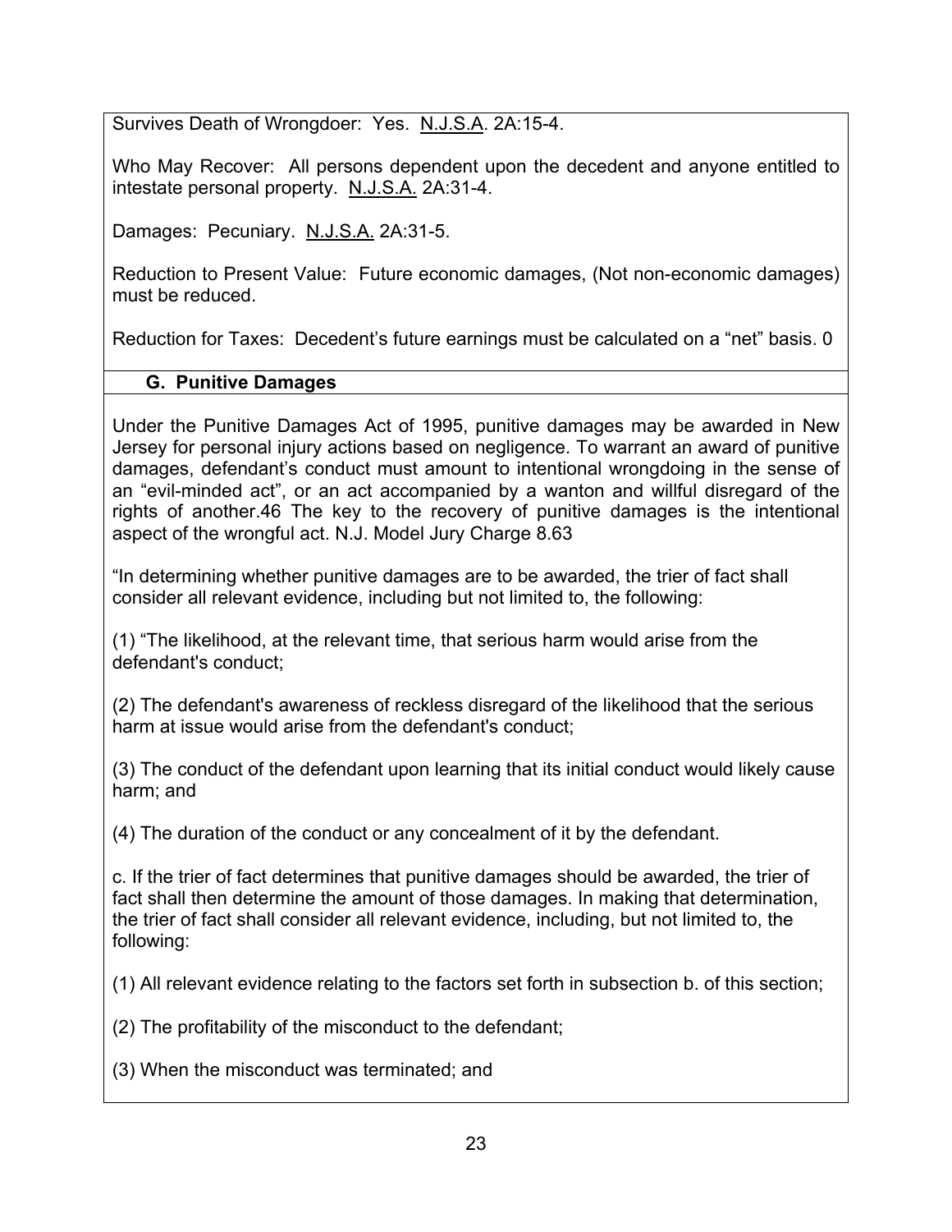Survives Death of Wrongdoer: Yes. N.J.S.A. 2A:15-4.

Who May Recover: All persons dependent upon the decedent and anyone entitled to intestate personal property. N.J.S.A. 2A:31-4.

Damages: Pecuniary. N.J.S.A. 2A:31-5.

Reduction to Present Value: Future economic damages, (Not non-economic damages) must be reduced.

Reduction for Taxes: Decedent's future earnings must be calculated on a "net" basis. 0

### G. Punitive Damages

Under the Punitive Damages Act of 1995, punitive damages may be awarded in New Jersey for personal injury actions based on negligence. To warrant an award of punitive damages, defendant's conduct must amount to intentional wrongdoing in the sense of an "evil-minded act", or an act accompanied by a wanton and willful disregard of the rights of another.46 The key to the recovery of punitive damages is the intentional aspect of the wrongful act. N.J. Model Jury Charge 8.63

"In determining whether punitive damages are to be awarded, the trier of fact shall consider all relevant evidence, including but not limited to, the following:

(1) "The likelihood, at the relevant time, that serious harm would arise from the defendant's conduct;

(2) The defendant's awareness of reckless disregard of the likelihood that the serious harm at issue would arise from the defendant's conduct;

(3) The conduct of the defendant upon learning that its initial conduct would likely cause harm; and

(4) The duration of the conduct or any concealment of it by the defendant.

c. If the trier of fact determines that punitive damages should be awarded, the trier of fact shall then determine the amount of those damages. In making that determination, the trier of fact shall consider all relevant evidence, including, but not limited to, the following:

(1) All relevant evidence relating to the factors set forth in subsection b. of this section;

(2) The profitability of the misconduct to the defendant;

(3) When the misconduct was terminated; and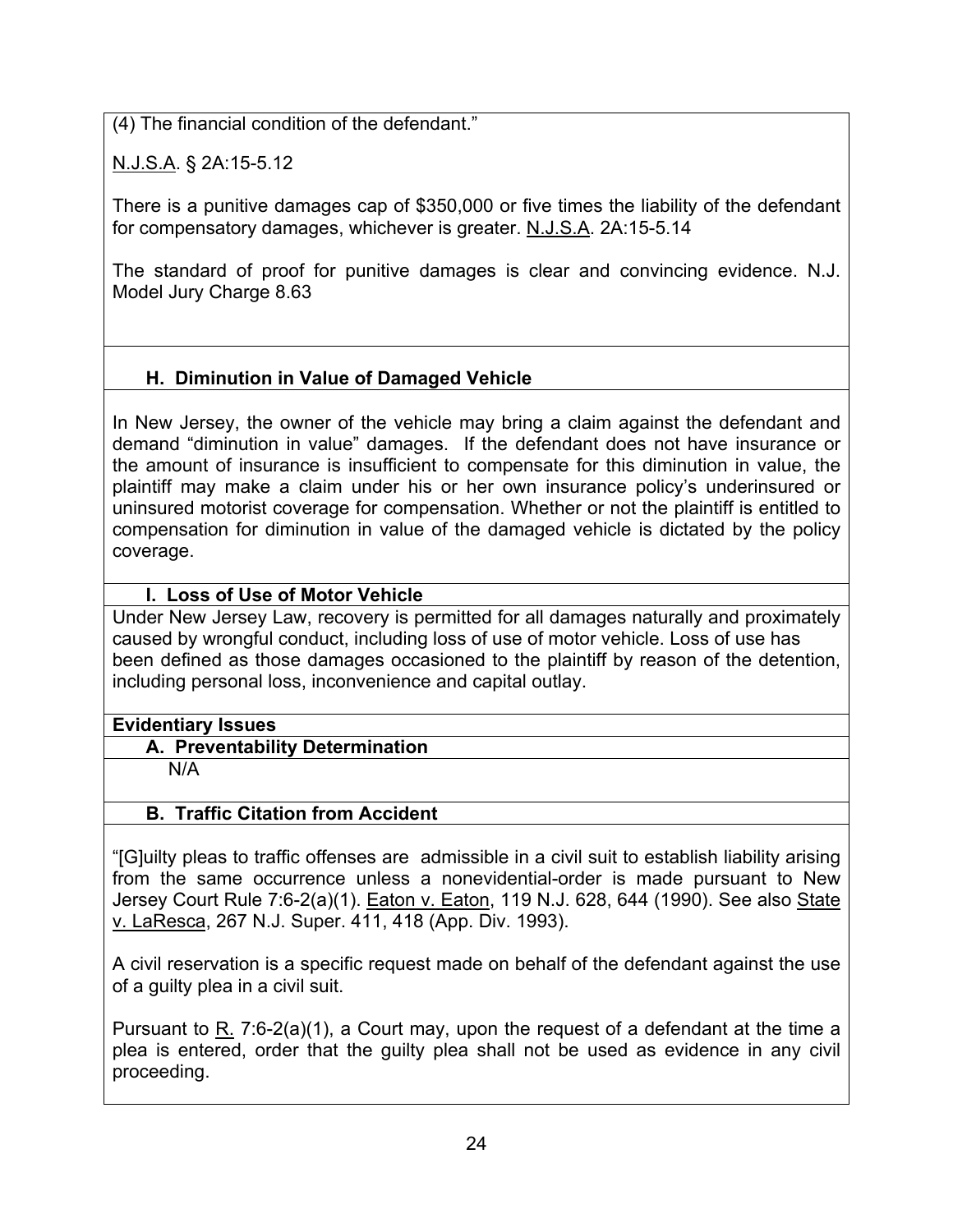(4) The financial condition of the defendant."

N.J.S.A. § 2A:15-5.12

There is a punitive damages cap of $350,000 or five times the liability of the defendant for compensatory damages, whichever is greater. N.J.S.A. 2A:15-5.14

The standard of proof for punitive damages is clear and convincing evidence. N.J. Model Jury Charge 8.63

### H. Diminution in Value of Damaged Vehicle

In New Jersey, the owner of the vehicle may bring a claim against the defendant and demand "diminution in value" damages. If the defendant does not have insurance or the amount of insurance is insufficient to compensate for this diminution in value, the plaintiff may make a claim under his or her own insurance policy's underinsured or uninsured motorist coverage for compensation. Whether or not the plaintiff is entitled to compensation for diminution in value of the damaged vehicle is dictated by the policy coverage.

### I. Loss of Use of Motor Vehicle

Under New Jersey Law, recovery is permitted for all damages naturally and proximately caused by wrongful conduct, including loss of use of motor vehicle. Loss of use has been defined as those damages occasioned to the plaintiff by reason of the detention, including personal loss, inconvenience and capital outlay.

## Evidentiary Issues

### A. Preventability Determination

N/A

### B. Traffic Citation from Accident

"[G]uilty pleas to traffic offenses are admissible in a civil suit to establish liability arising from the same occurrence unless a nonevidential-order is made pursuant to New Jersey Court Rule 7:6-2(a)(1). Eaton v. Eaton, 119 N.J. 628, 644 (1990). See also State v. LaResca, 267 N.J. Super. 411, 418 (App. Div. 1993).

A civil reservation is a specific request made on behalf of the defendant against the use of a guilty plea in a civil suit.

Pursuant to R. 7:6-2(a)(1), a Court may, upon the request of a defendant at the time a plea is entered, order that the guilty plea shall not be used as evidence in any civil proceeding.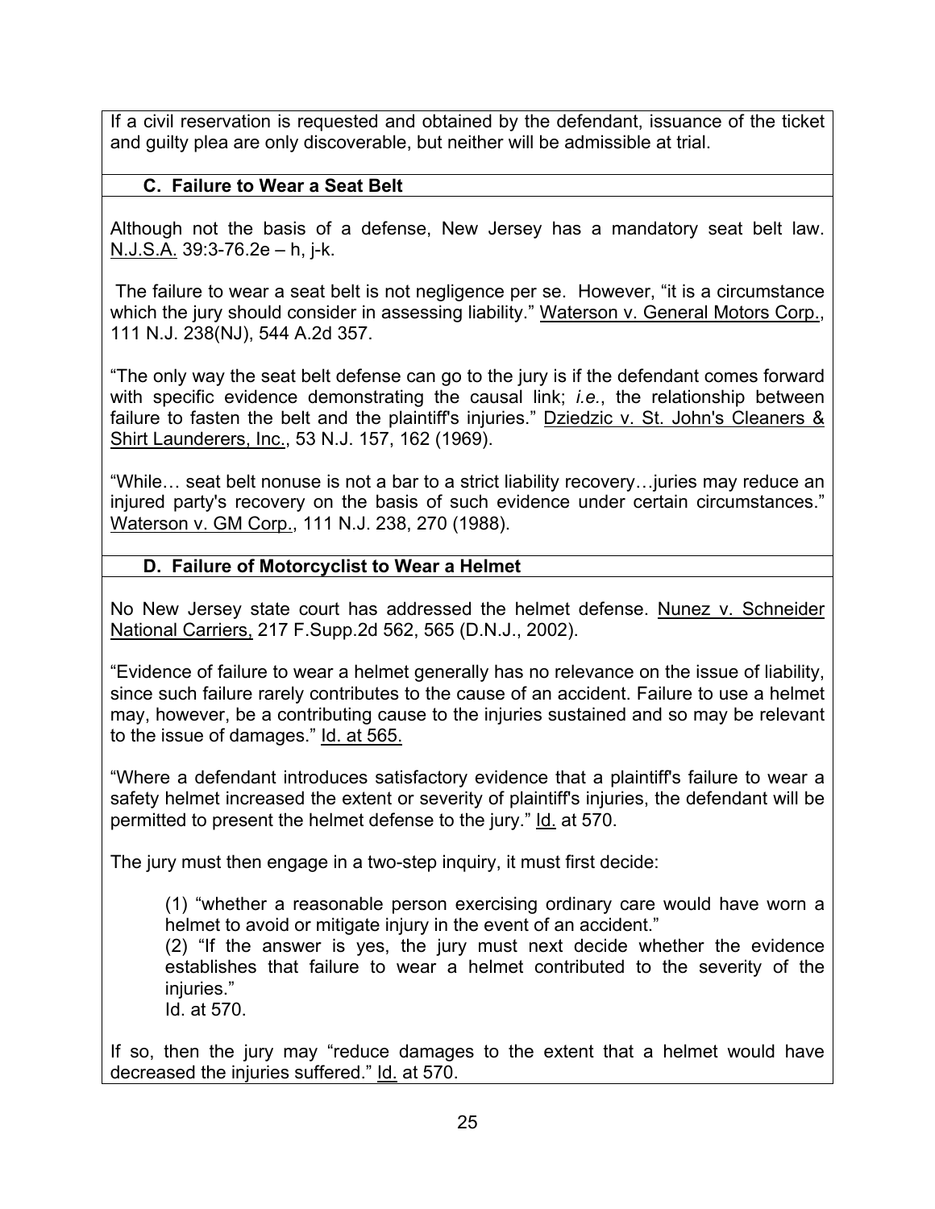If a civil reservation is requested and obtained by the defendant, issuance of the ticket and guilty plea are only discoverable, but neither will be admissible at trial.

### C. Failure to Wear a Seat Belt

Although not the basis of a defense, New Jersey has a mandatory seat belt law. N.J.S.A. 39:3-76.2e – h, j-k.

The failure to wear a seat belt is not negligence per se. However, "it is a circumstance which the jury should consider in assessing liability." Waterson v. General Motors Corp., 111 N.J. 238(NJ), 544 A.2d 357.

"The only way the seat belt defense can go to the jury is if the defendant comes forward with specific evidence demonstrating the causal link; *i.e.*, the relationship between failure to fasten the belt and the plaintiff's injuries." Dziedzic v. St. John's Cleaners & Shirt Launderers, Inc., 53 N.J. 157, 162 (1969).

"While… seat belt nonuse is not a bar to a strict liability recovery…juries may reduce an injured party's recovery on the basis of such evidence under certain circumstances." Waterson v. GM Corp., 111 N.J. 238, 270 (1988).

### D. Failure of Motorcyclist to Wear a Helmet

No New Jersey state court has addressed the helmet defense. Nunez v. Schneider National Carriers, 217 F.Supp.2d 562, 565 (D.N.J., 2002).

"Evidence of failure to wear a helmet generally has no relevance on the issue of liability, since such failure rarely contributes to the cause of an accident. Failure to use a helmet may, however, be a contributing cause to the injuries sustained and so may be relevant to the issue of damages." Id. at 565.

"Where a defendant introduces satisfactory evidence that a plaintiff's failure to wear a safety helmet increased the extent or severity of plaintiff's injuries, the defendant will be permitted to present the helmet defense to the jury." Id. at 570.

The jury must then engage in a two-step inquiry, it must first decide:

> (1) "whether a reasonable person exercising ordinary care would have worn a helmet to avoid or mitigate injury in the event of an accident."
> (2) "If the answer is yes, the jury must next decide whether the evidence establishes that failure to wear a helmet contributed to the severity of the injuries."
> Id. at 570.

If so, then the jury may "reduce damages to the extent that a helmet would have decreased the injuries suffered." Id. at 570.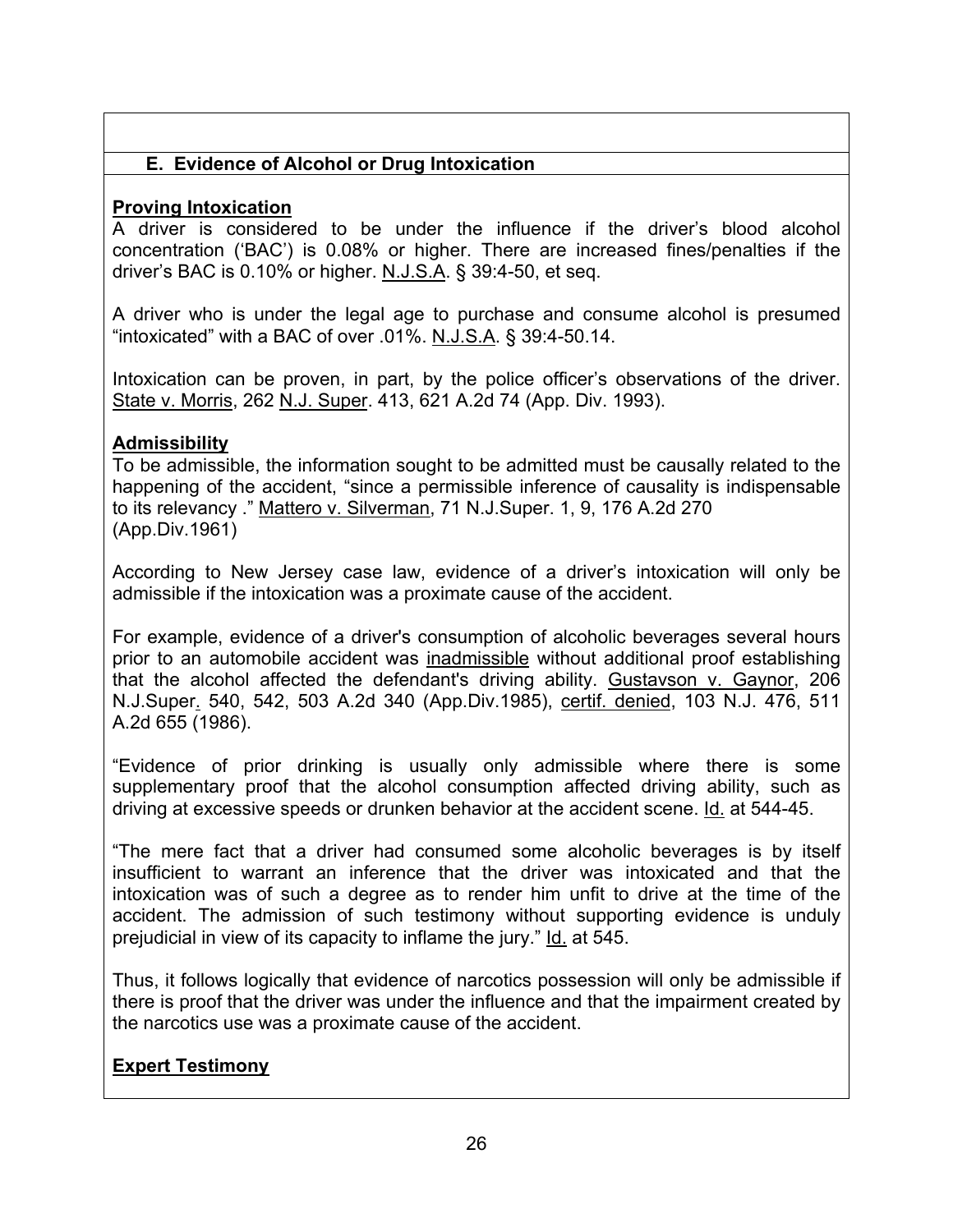### E. Evidence of Alcohol or Drug Intoxication

**Proving Intoxication**

A driver is considered to be under the influence if the driver's blood alcohol concentration ('BAC') is 0.08% or higher. There are increased fines/penalties if the driver's BAC is 0.10% or higher. N.J.S.A. § 39:4-50, et seq.

A driver who is under the legal age to purchase and consume alcohol is presumed "intoxicated" with a BAC of over .01%. N.J.S.A. § 39:4-50.14.

Intoxication can be proven, in part, by the police officer's observations of the driver. State v. Morris, 262 N.J. Super. 413, 621 A.2d 74 (App. Div. 1993).

**Admissibility**

To be admissible, the information sought to be admitted must be causally related to the happening of the accident, "since a permissible inference of causality is indispensable to its relevancy ." Mattero v. Silverman, 71 N.J.Super. 1, 9, 176 A.2d 270 (App.Div.1961)

According to New Jersey case law, evidence of a driver's intoxication will only be admissible if the intoxication was a proximate cause of the accident.

For example, evidence of a driver's consumption of alcoholic beverages several hours prior to an automobile accident was inadmissible without additional proof establishing that the alcohol affected the defendant's driving ability. Gustavson v. Gaynor, 206 N.J.Super. 540, 542, 503 A.2d 340 (App.Div.1985), certif. denied, 103 N.J. 476, 511 A.2d 655 (1986).

"Evidence of prior drinking is usually only admissible where there is some supplementary proof that the alcohol consumption affected driving ability, such as driving at excessive speeds or drunken behavior at the accident scene. Id. at 544-45.

"The mere fact that a driver had consumed some alcoholic beverages is by itself insufficient to warrant an inference that the driver was intoxicated and that the intoxication was of such a degree as to render him unfit to drive at the time of the accident. The admission of such testimony without supporting evidence is unduly prejudicial in view of its capacity to inflame the jury." Id. at 545.

Thus, it follows logically that evidence of narcotics possession will only be admissible if there is proof that the driver was under the influence and that the impairment created by the narcotics use was a proximate cause of the accident.

**Expert Testimony**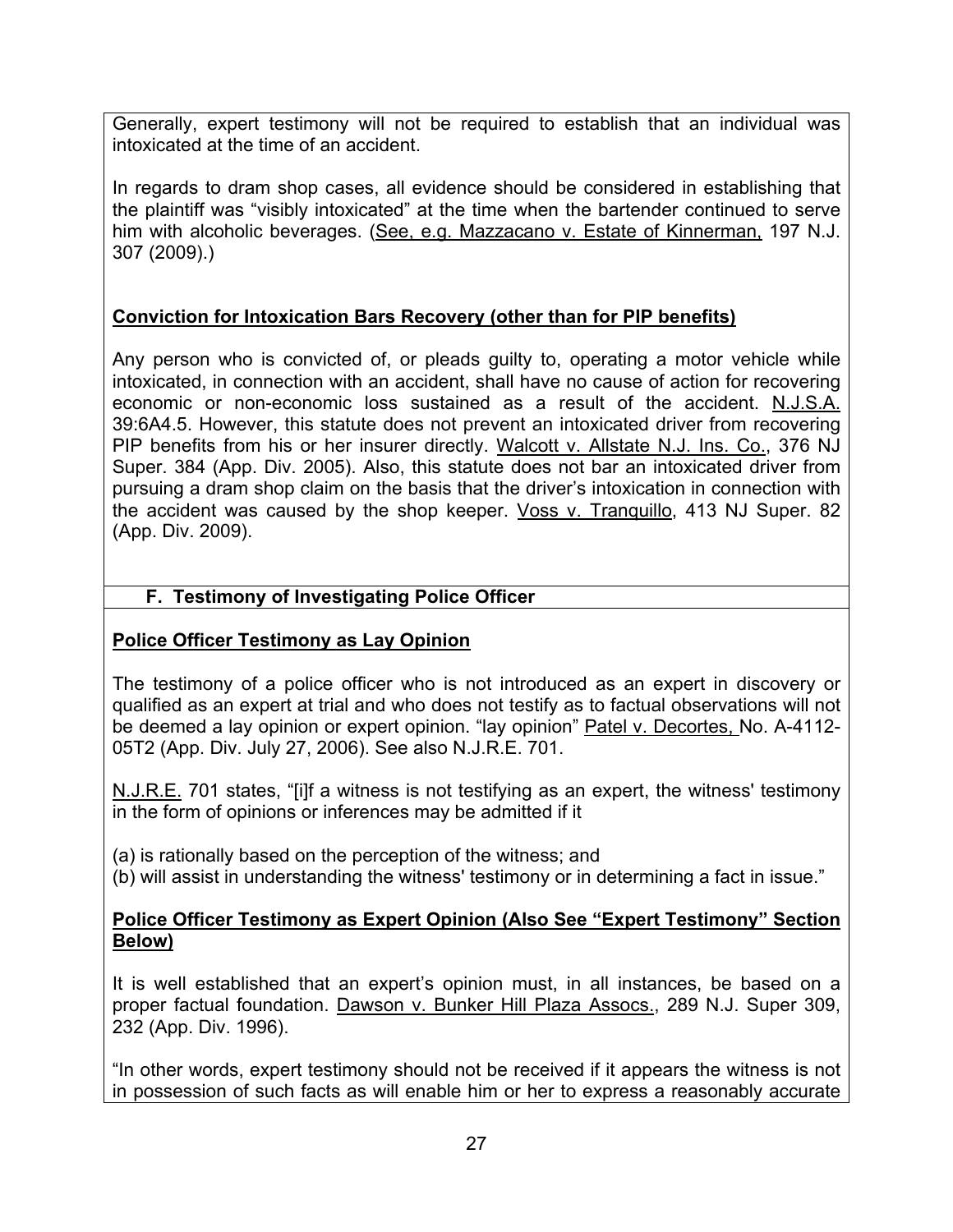Generally, expert testimony will not be required to establish that an individual was intoxicated at the time of an accident.

In regards to dram shop cases, all evidence should be considered in establishing that the plaintiff was "visibly intoxicated" at the time when the bartender continued to serve him with alcoholic beverages. (See, e.g. Mazzacano v. Estate of Kinnerman, 197 N.J. 307 (2009).)

**Conviction for Intoxication Bars Recovery (other than for PIP benefits)**

Any person who is convicted of, or pleads guilty to, operating a motor vehicle while intoxicated, in connection with an accident, shall have no cause of action for recovering economic or non-economic loss sustained as a result of the accident. N.J.S.A. 39:6A4.5. However, this statute does not prevent an intoxicated driver from recovering PIP benefits from his or her insurer directly. Walcott v. Allstate N.J. Ins. Co., 376 NJ Super. 384 (App. Div. 2005). Also, this statute does not bar an intoxicated driver from pursuing a dram shop claim on the basis that the driver's intoxication in connection with the accident was caused by the shop keeper. Voss v. Tranquillo, 413 NJ Super. 82 (App. Div. 2009).

## F. Testimony of Investigating Police Officer

**Police Officer Testimony as Lay Opinion**

The testimony of a police officer who is not introduced as an expert in discovery or qualified as an expert at trial and who does not testify as to factual observations will not be deemed a lay opinion or expert opinion. "lay opinion" Patel v. Decortes, No. A-4112-05T2 (App. Div. July 27, 2006). See also N.J.R.E. 701.

N.J.R.E. 701 states, "[i]f a witness is not testifying as an expert, the witness' testimony in the form of opinions or inferences may be admitted if it

(a) is rationally based on the perception of the witness; and
(b) will assist in understanding the witness' testimony or in determining a fact in issue."

**Police Officer Testimony as Expert Opinion (Also See "Expert Testimony" Section Below)**

It is well established that an expert's opinion must, in all instances, be based on a proper factual foundation. Dawson v. Bunker Hill Plaza Assocs., 289 N.J. Super 309, 232 (App. Div. 1996).

"In other words, expert testimony should not be received if it appears the witness is not in possession of such facts as will enable him or her to express a reasonably accurate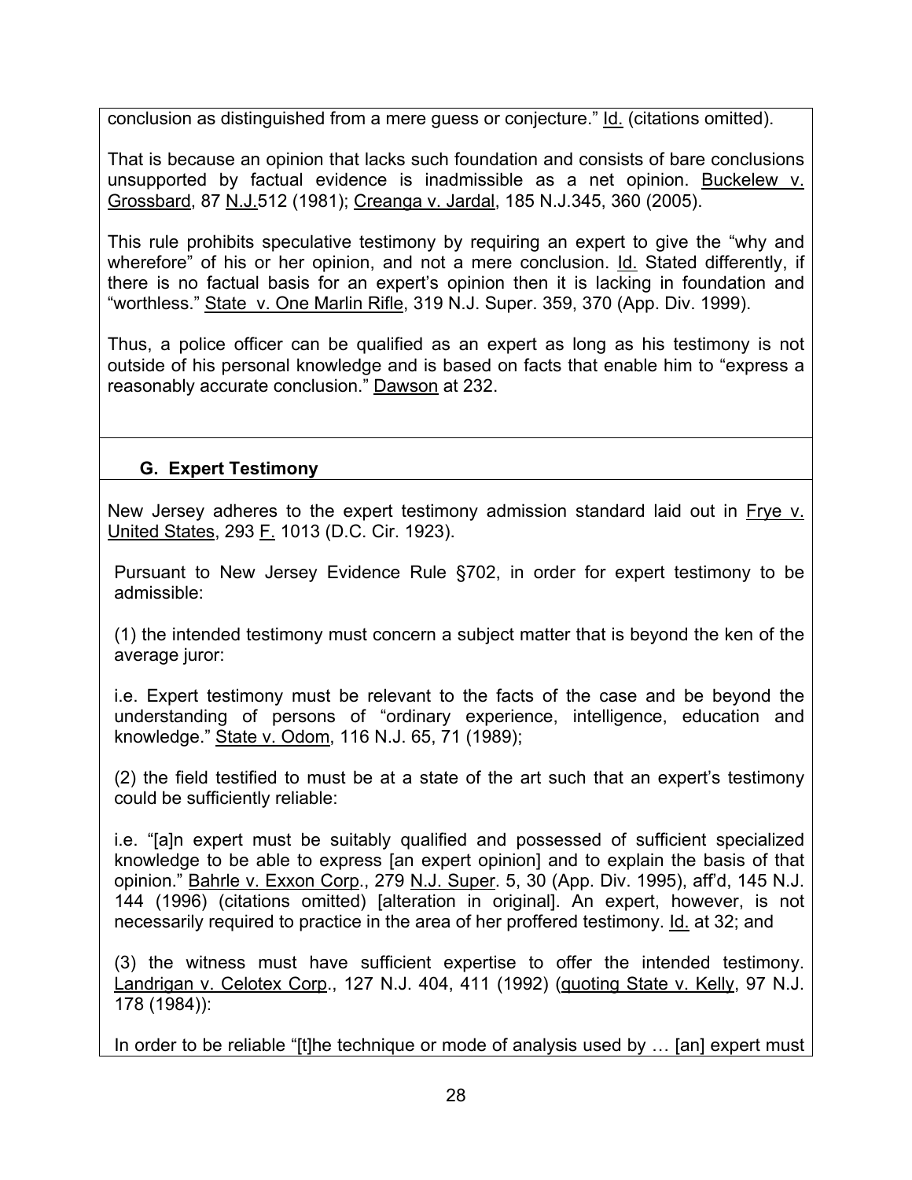conclusion as distinguished from a mere guess or conjecture." Id. (citations omitted).

That is because an opinion that lacks such foundation and consists of bare conclusions unsupported by factual evidence is inadmissible as a net opinion. Buckelew v. Grossbard, 87 N.J.512 (1981); Creanga v. Jardal, 185 N.J.345, 360 (2005).

This rule prohibits speculative testimony by requiring an expert to give the "why and wherefore" of his or her opinion, and not a mere conclusion. Id. Stated differently, if there is no factual basis for an expert's opinion then it is lacking in foundation and "worthless." State v. One Marlin Rifle, 319 N.J. Super. 359, 370 (App. Div. 1999).

Thus, a police officer can be qualified as an expert as long as his testimony is not outside of his personal knowledge and is based on facts that enable him to "express a reasonably accurate conclusion." Dawson at 232.

### G. Expert Testimony

New Jersey adheres to the expert testimony admission standard laid out in Frye v. United States, 293 F. 1013 (D.C. Cir. 1923).

Pursuant to New Jersey Evidence Rule §702, in order for expert testimony to be admissible:

(1) the intended testimony must concern a subject matter that is beyond the ken of the average juror:

i.e. Expert testimony must be relevant to the facts of the case and be beyond the understanding of persons of "ordinary experience, intelligence, education and knowledge." State v. Odom, 116 N.J. 65, 71 (1989);

(2) the field testified to must be at a state of the art such that an expert's testimony could be sufficiently reliable:

i.e. "[a]n expert must be suitably qualified and possessed of sufficient specialized knowledge to be able to express [an expert opinion] and to explain the basis of that opinion." Bahrle v. Exxon Corp., 279 N.J. Super. 5, 30 (App. Div. 1995), aff'd, 145 N.J. 144 (1996) (citations omitted) [alteration in original]. An expert, however, is not necessarily required to practice in the area of her proffered testimony. Id. at 32; and

(3) the witness must have sufficient expertise to offer the intended testimony. Landrigan v. Celotex Corp., 127 N.J. 404, 411 (1992) (quoting State v. Kelly, 97 N.J. 178 (1984)):

In order to be reliable "[t]he technique or mode of analysis used by … [an] expert must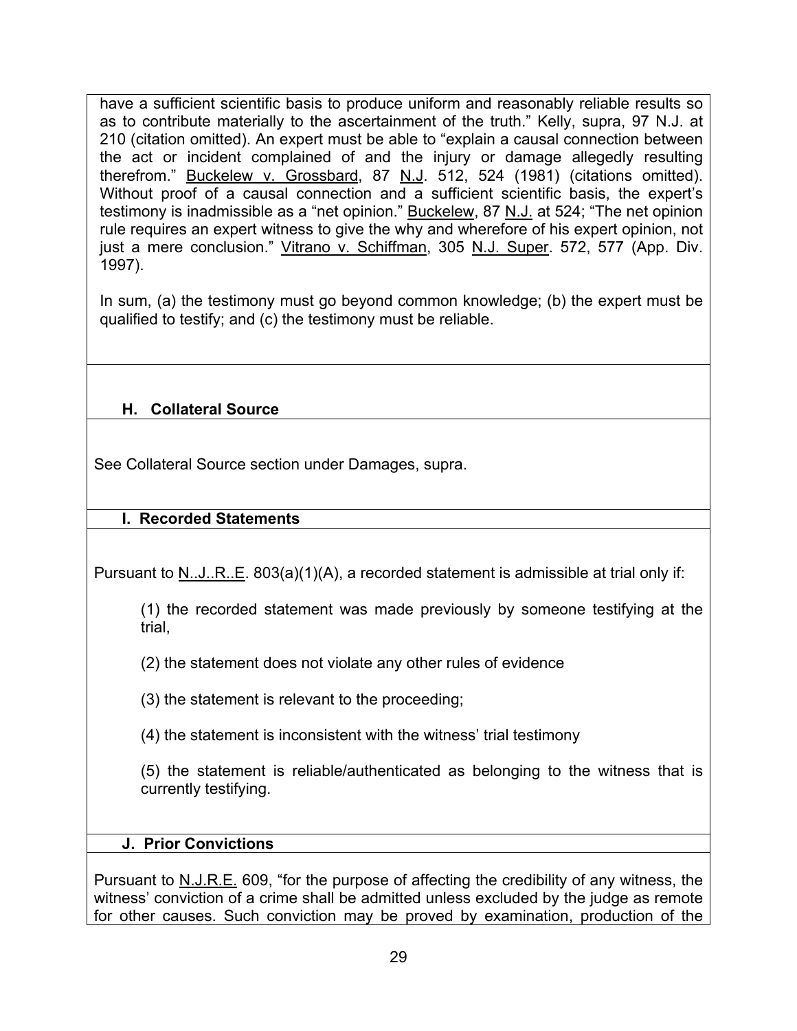have a sufficient scientific basis to produce uniform and reasonably reliable results so as to contribute materially to the ascertainment of the truth." Kelly, supra, 97 N.J. at 210 (citation omitted). An expert must be able to "explain a causal connection between the act or incident complained of and the injury or damage allegedly resulting therefrom." Buckelew v. Grossbard, 87 N.J. 512, 524 (1981) (citations omitted). Without proof of a causal connection and a sufficient scientific basis, the expert's testimony is inadmissible as a "net opinion." Buckelew, 87 N.J. at 524; "The net opinion rule requires an expert witness to give the why and wherefore of his expert opinion, not just a mere conclusion." Vitrano v. Schiffman, 305 N.J. Super. 572, 577 (App. Div. 1997).

In sum, (a) the testimony must go beyond common knowledge; (b) the expert must be qualified to testify; and (c) the testimony must be reliable.

### H. Collateral Source

See Collateral Source section under Damages, supra.

### I. Recorded Statements

Pursuant to N..J..R..E. 803(a)(1)(A), a recorded statement is admissible at trial only if:

> (1) the recorded statement was made previously by someone testifying at the trial,
>
> (2) the statement does not violate any other rules of evidence
>
> (3) the statement is relevant to the proceeding;
>
> (4) the statement is inconsistent with the witness' trial testimony
>
> (5) the statement is reliable/authenticated as belonging to the witness that is currently testifying.

### J. Prior Convictions

Pursuant to N.J.R.E. 609, "for the purpose of affecting the credibility of any witness, the witness' conviction of a crime shall be admitted unless excluded by the judge as remote for other causes. Such conviction may be proved by examination, production of the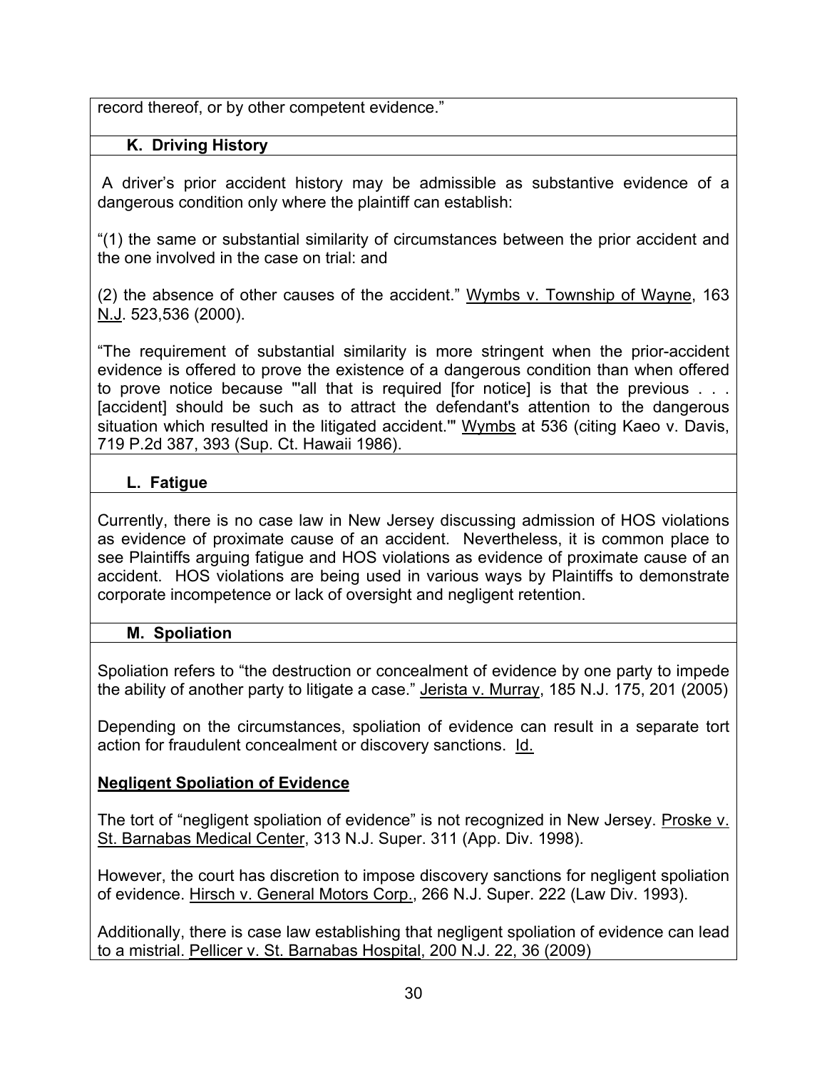record thereof, or by other competent evidence."

### K. Driving History

A driver's prior accident history may be admissible as substantive evidence of a dangerous condition only where the plaintiff can establish:

"(1) the same or substantial similarity of circumstances between the prior accident and the one involved in the case on trial: and

(2) the absence of other causes of the accident." Wymbs v. Township of Wayne, 163 N.J. 523,536 (2000).

"The requirement of substantial similarity is more stringent when the prior-accident evidence is offered to prove the existence of a dangerous condition than when offered to prove notice because "'all that is required [for notice] is that the previous . . . [accident] should be such as to attract the defendant's attention to the dangerous situation which resulted in the litigated accident.'" Wymbs at 536 (citing Kaeo v. Davis, 719 P.2d 387, 393 (Sup. Ct. Hawaii 1986).

### L. Fatigue

Currently, there is no case law in New Jersey discussing admission of HOS violations as evidence of proximate cause of an accident. Nevertheless, it is common place to see Plaintiffs arguing fatigue and HOS violations as evidence of proximate cause of an accident. HOS violations are being used in various ways by Plaintiffs to demonstrate corporate incompetence or lack of oversight and negligent retention.

### M. Spoliation

Spoliation refers to "the destruction or concealment of evidence by one party to impede the ability of another party to litigate a case." Jerista v. Murray, 185 N.J. 175, 201 (2005)

Depending on the circumstances, spoliation of evidence can result in a separate tort action for fraudulent concealment or discovery sanctions. Id.

**Negligent Spoliation of Evidence**

The tort of "negligent spoliation of evidence" is not recognized in New Jersey. Proske v. St. Barnabas Medical Center, 313 N.J. Super. 311 (App. Div. 1998).

However, the court has discretion to impose discovery sanctions for negligent spoliation of evidence. Hirsch v. General Motors Corp., 266 N.J. Super. 222 (Law Div. 1993).

Additionally, there is case law establishing that negligent spoliation of evidence can lead to a mistrial. Pellicer v. St. Barnabas Hospital, 200 N.J. 22, 36 (2009)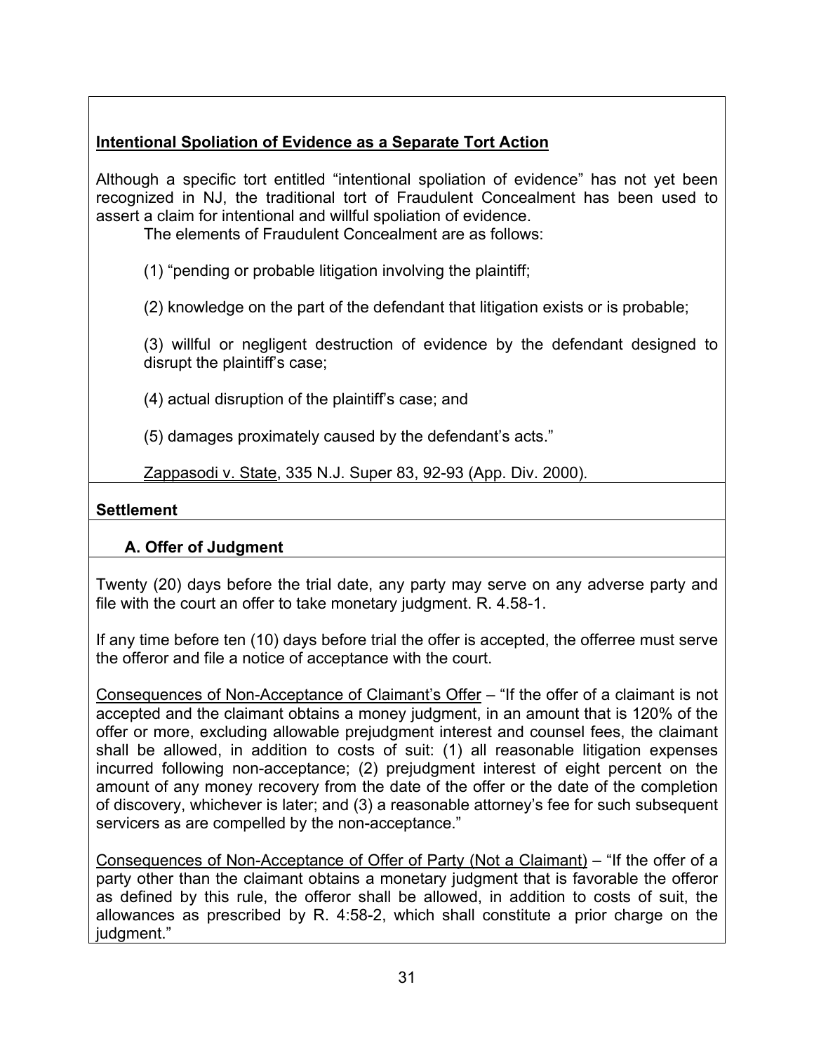**<u>Intentional Spoliation of Evidence as a Separate Tort Action</u>**

Although a specific tort entitled "intentional spoliation of evidence" has not yet been recognized in NJ, the traditional tort of Fraudulent Concealment has been used to assert a claim for intentional and willful spoliation of evidence.

The elements of Fraudulent Concealment are as follows:

(1) "pending or probable litigation involving the plaintiff;

(2) knowledge on the part of the defendant that litigation exists or is probable;

(3) willful or negligent destruction of evidence by the defendant designed to disrupt the plaintiff's case;

(4) actual disruption of the plaintiff's case; and

(5) damages proximately caused by the defendant's acts."

<u>Zappasodi v. State</u>, 335 N.J. Super 83, 92-93 (App. Div. 2000).

**Settlement**

**A. Offer of Judgment**

Twenty (20) days before the trial date, any party may serve on any adverse party and file with the court an offer to take monetary judgment. R. 4.58-1.

If any time before ten (10) days before trial the offer is accepted, the offerree must serve the offeror and file a notice of acceptance with the court.

<u>Consequences of Non-Acceptance of Claimant's Offer</u> – "If the offer of a claimant is not accepted and the claimant obtains a money judgment, in an amount that is 120% of the offer or more, excluding allowable prejudgment interest and counsel fees, the claimant shall be allowed, in addition to costs of suit: (1) all reasonable litigation expenses incurred following non-acceptance; (2) prejudgment interest of eight percent on the amount of any money recovery from the date of the offer or the date of the completion of discovery, whichever is later; and (3) a reasonable attorney's fee for such subsequent servicers as are compelled by the non-acceptance."

<u>Consequences of Non-Acceptance of Offer of Party (Not a Claimant)</u> – "If the offer of a party other than the claimant obtains a monetary judgment that is favorable the offeror as defined by this rule, the offeror shall be allowed, in addition to costs of suit, the allowances as prescribed by R. 4:58-2, which shall constitute a prior charge on the judgment."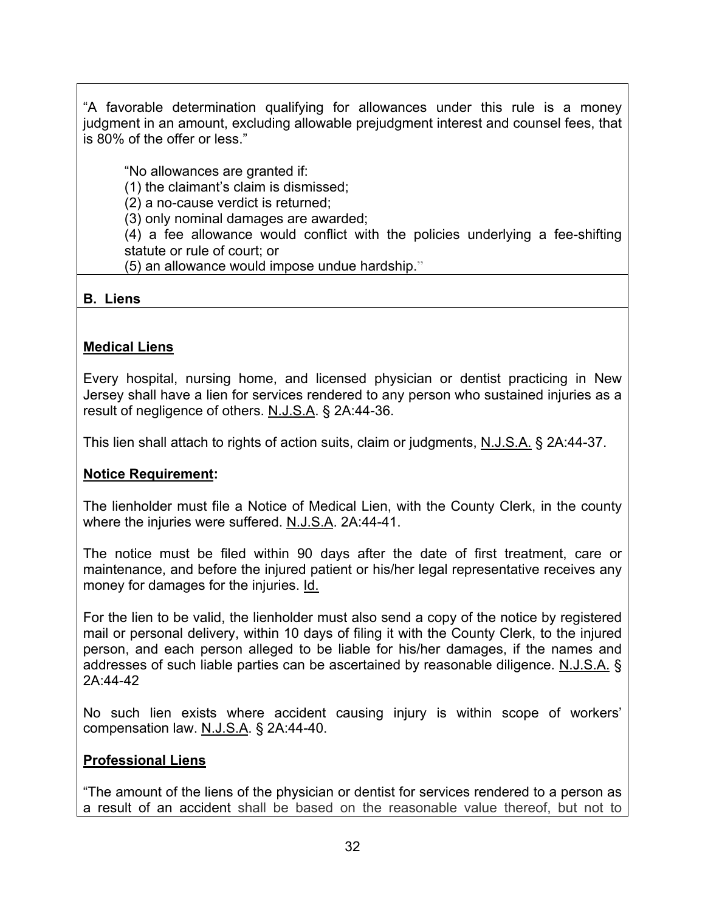"A favorable determination qualifying for allowances under this rule is a money judgment in an amount, excluding allowable prejudgment interest and counsel fees, that is 80% of the offer or less."

> "No allowances are granted if:
> (1) the claimant's claim is dismissed;
> (2) a no-cause verdict is returned;
> (3) only nominal damages are awarded;
> (4) a fee allowance would conflict with the policies underlying a fee-shifting statute or rule of court; or
> (5) an allowance would impose undue hardship."

**B. Liens**

**Medical Liens**

Every hospital, nursing home, and licensed physician or dentist practicing in New Jersey shall have a lien for services rendered to any person who sustained injuries as a result of negligence of others. N.J.S.A. § 2A:44-36.

This lien shall attach to rights of action suits, claim or judgments, N.J.S.A. § 2A:44-37.

**Notice Requirement:**

The lienholder must file a Notice of Medical Lien, with the County Clerk, in the county where the injuries were suffered. N.J.S.A. 2A:44-41.

The notice must be filed within 90 days after the date of first treatment, care or maintenance, and before the injured patient or his/her legal representative receives any money for damages for the injuries. Id.

For the lien to be valid, the lienholder must also send a copy of the notice by registered mail or personal delivery, within 10 days of filing it with the County Clerk, to the injured person, and each person alleged to be liable for his/her damages, if the names and addresses of such liable parties can be ascertained by reasonable diligence. N.J.S.A. § 2A:44-42

No such lien exists where accident causing injury is within scope of workers' compensation law. N.J.S.A. § 2A:44-40.

**Professional Liens**

"The amount of the liens of the physician or dentist for services rendered to a person as a result of an accident shall be based on the reasonable value thereof, but not to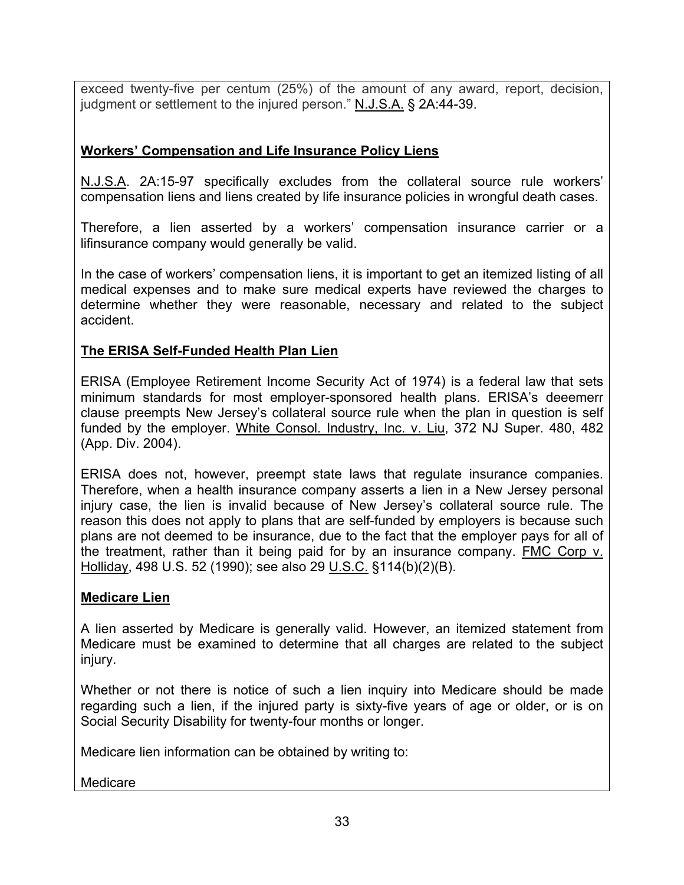exceed twenty-five per centum (25%) of the amount of any award, report, decision, judgment or settlement to the injured person." N.J.S.A. § 2A:44-39.

**Workers' Compensation and Life Insurance Policy Liens**

N.J.S.A. 2A:15-97 specifically excludes from the collateral source rule workers' compensation liens and liens created by life insurance policies in wrongful death cases.

Therefore, a lien asserted by a workers' compensation insurance carrier or a lifinsurance company would generally be valid.

In the case of workers' compensation liens, it is important to get an itemized listing of all medical expenses and to make sure medical experts have reviewed the charges to determine whether they were reasonable, necessary and related to the subject accident.

**The ERISA Self-Funded Health Plan Lien**

ERISA (Employee Retirement Income Security Act of 1974) is a federal law that sets minimum standards for most employer-sponsored health plans. ERISA's deeemerr clause preempts New Jersey's collateral source rule when the plan in question is self funded by the employer. White Consol. Industry, Inc. v. Liu, 372 NJ Super. 480, 482 (App. Div. 2004).

ERISA does not, however, preempt state laws that regulate insurance companies. Therefore, when a health insurance company asserts a lien in a New Jersey personal injury case, the lien is invalid because of New Jersey's collateral source rule. The reason this does not apply to plans that are self-funded by employers is because such plans are not deemed to be insurance, due to the fact that the employer pays for all of the treatment, rather than it being paid for by an insurance company. FMC Corp v. Holliday, 498 U.S. 52 (1990); see also 29 U.S.C. §114(b)(2)(B).

**Medicare Lien**

A lien asserted by Medicare is generally valid. However, an itemized statement from Medicare must be examined to determine that all charges are related to the subject injury.

Whether or not there is notice of such a lien inquiry into Medicare should be made regarding such a lien, if the injured party is sixty-five years of age or older, or is on Social Security Disability for twenty-four months or longer.

Medicare lien information can be obtained by writing to:

Medicare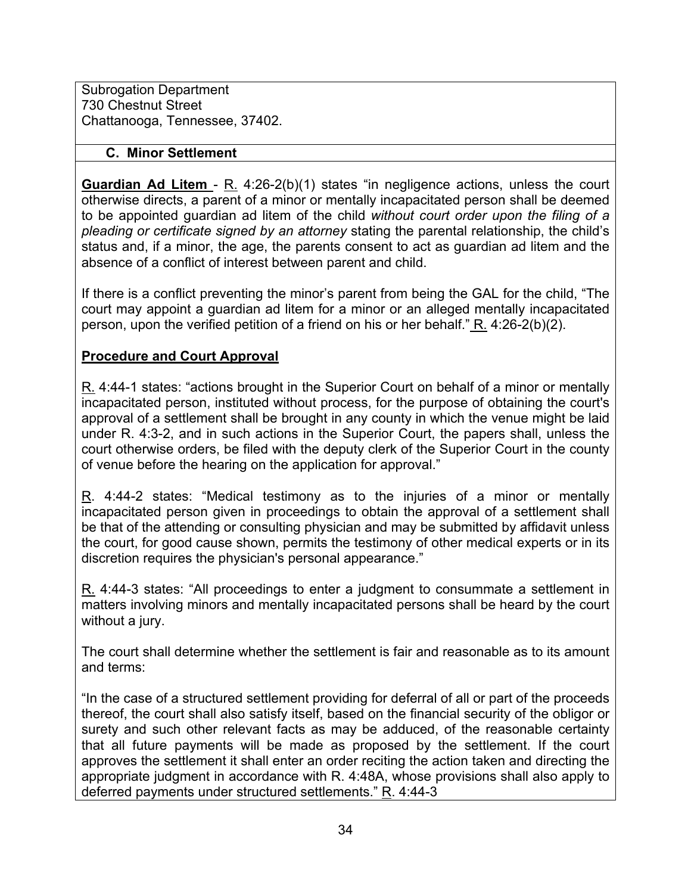Subrogation Department
730 Chestnut Street
Chattanooga, Tennessee, 37402.

### C. Minor Settlement

**Guardian Ad Litem** - R. 4:26-2(b)(1) states "in negligence actions, unless the court otherwise directs, a parent of a minor or mentally incapacitated person shall be deemed to be appointed guardian ad litem of the child *without court order upon the filing of a pleading or certificate signed by an attorney* stating the parental relationship, the child's status and, if a minor, the age, the parents consent to act as guardian ad litem and the absence of a conflict of interest between parent and child.

If there is a conflict preventing the minor's parent from being the GAL for the child, "The court may appoint a guardian ad litem for a minor or an alleged mentally incapacitated person, upon the verified petition of a friend on his or her behalf." R. 4:26-2(b)(2).

**Procedure and Court Approval**

R. 4:44-1 states: "actions brought in the Superior Court on behalf of a minor or mentally incapacitated person, instituted without process, for the purpose of obtaining the court's approval of a settlement shall be brought in any county in which the venue might be laid under R. 4:3-2, and in such actions in the Superior Court, the papers shall, unless the court otherwise orders, be filed with the deputy clerk of the Superior Court in the county of venue before the hearing on the application for approval."

R. 4:44-2 states: "Medical testimony as to the injuries of a minor or mentally incapacitated person given in proceedings to obtain the approval of a settlement shall be that of the attending or consulting physician and may be submitted by affidavit unless the court, for good cause shown, permits the testimony of other medical experts or in its discretion requires the physician's personal appearance."

R. 4:44-3 states: "All proceedings to enter a judgment to consummate a settlement in matters involving minors and mentally incapacitated persons shall be heard by the court without a jury.

The court shall determine whether the settlement is fair and reasonable as to its amount and terms:

"In the case of a structured settlement providing for deferral of all or part of the proceeds thereof, the court shall also satisfy itself, based on the financial security of the obligor or surety and such other relevant facts as may be adduced, of the reasonable certainty that all future payments will be made as proposed by the settlement. If the court approves the settlement it shall enter an order reciting the action taken and directing the appropriate judgment in accordance with R. 4:48A, whose provisions shall also apply to deferred payments under structured settlements." R. 4:44-3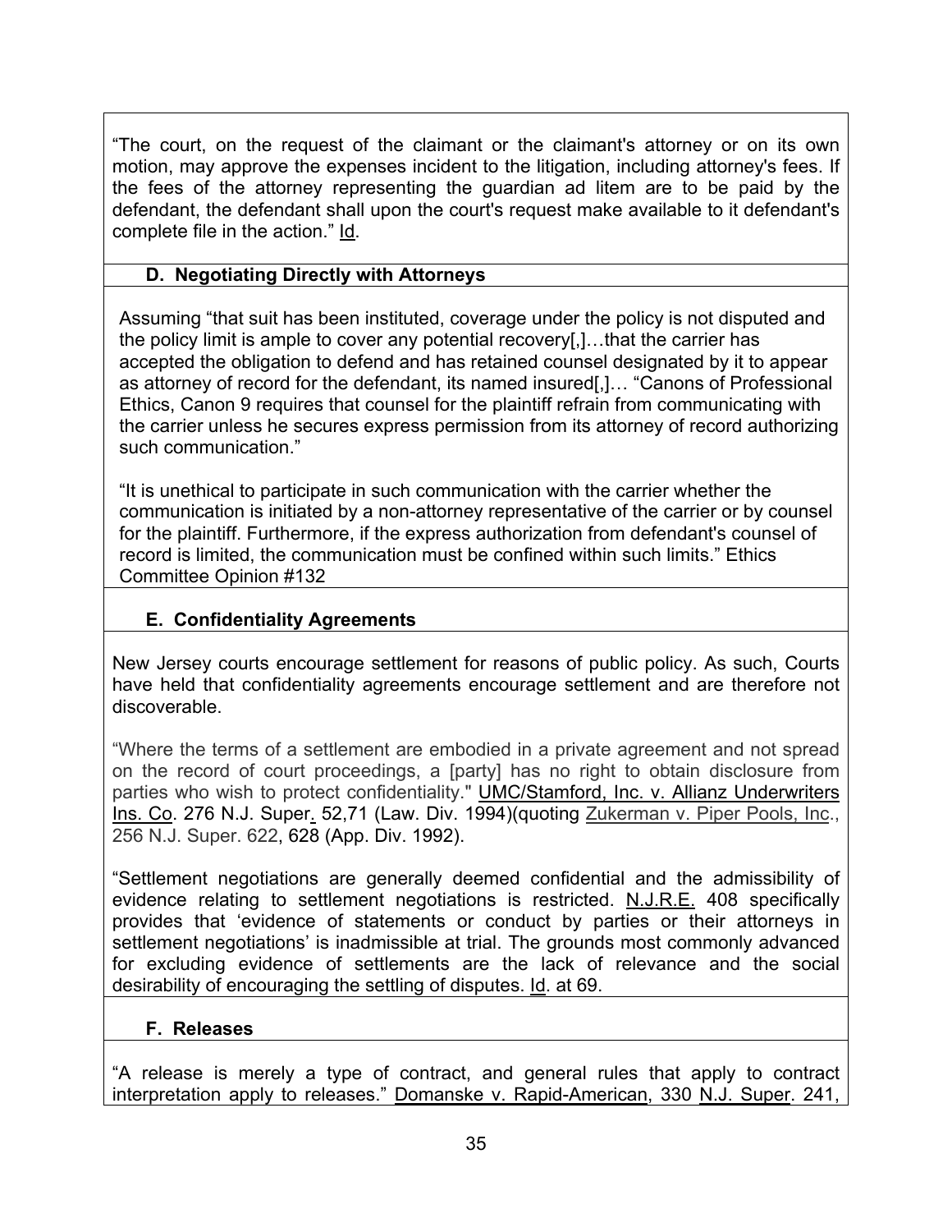"The court, on the request of the claimant or the claimant's attorney or on its own motion, may approve the expenses incident to the litigation, including attorney's fees. If the fees of the attorney representing the guardian ad litem are to be paid by the defendant, the defendant shall upon the court's request make available to it defendant's complete file in the action." Id.

### D. Negotiating Directly with Attorneys

Assuming "that suit has been instituted, coverage under the policy is not disputed and the policy limit is ample to cover any potential recovery[,]…that the carrier has accepted the obligation to defend and has retained counsel designated by it to appear as attorney of record for the defendant, its named insured[,]… "Canons of Professional Ethics, Canon 9 requires that counsel for the plaintiff refrain from communicating with the carrier unless he secures express permission from its attorney of record authorizing such communication."

"It is unethical to participate in such communication with the carrier whether the communication is initiated by a non-attorney representative of the carrier or by counsel for the plaintiff. Furthermore, if the express authorization from defendant's counsel of record is limited, the communication must be confined within such limits." Ethics Committee Opinion #132

### E. Confidentiality Agreements

New Jersey courts encourage settlement for reasons of public policy. As such, Courts have held that confidentiality agreements encourage settlement and are therefore not discoverable.

"Where the terms of a settlement are embodied in a private agreement and not spread on the record of court proceedings, a [party] has no right to obtain disclosure from parties who wish to protect confidentiality." UMC/Stamford, Inc. v. Allianz Underwriters Ins. Co. 276 N.J. Super. 52,71 (Law. Div. 1994)(quoting Zukerman v. Piper Pools, Inc., 256 N.J. Super. 622, 628 (App. Div. 1992).

"Settlement negotiations are generally deemed confidential and the admissibility of evidence relating to settlement negotiations is restricted. N.J.R.E. 408 specifically provides that 'evidence of statements or conduct by parties or their attorneys in settlement negotiations' is inadmissible at trial. The grounds most commonly advanced for excluding evidence of settlements are the lack of relevance and the social desirability of encouraging the settling of disputes. Id. at 69.

### F. Releases

"A release is merely a type of contract, and general rules that apply to contract interpretation apply to releases." Domanske v. Rapid-American, 330 N.J. Super. 241,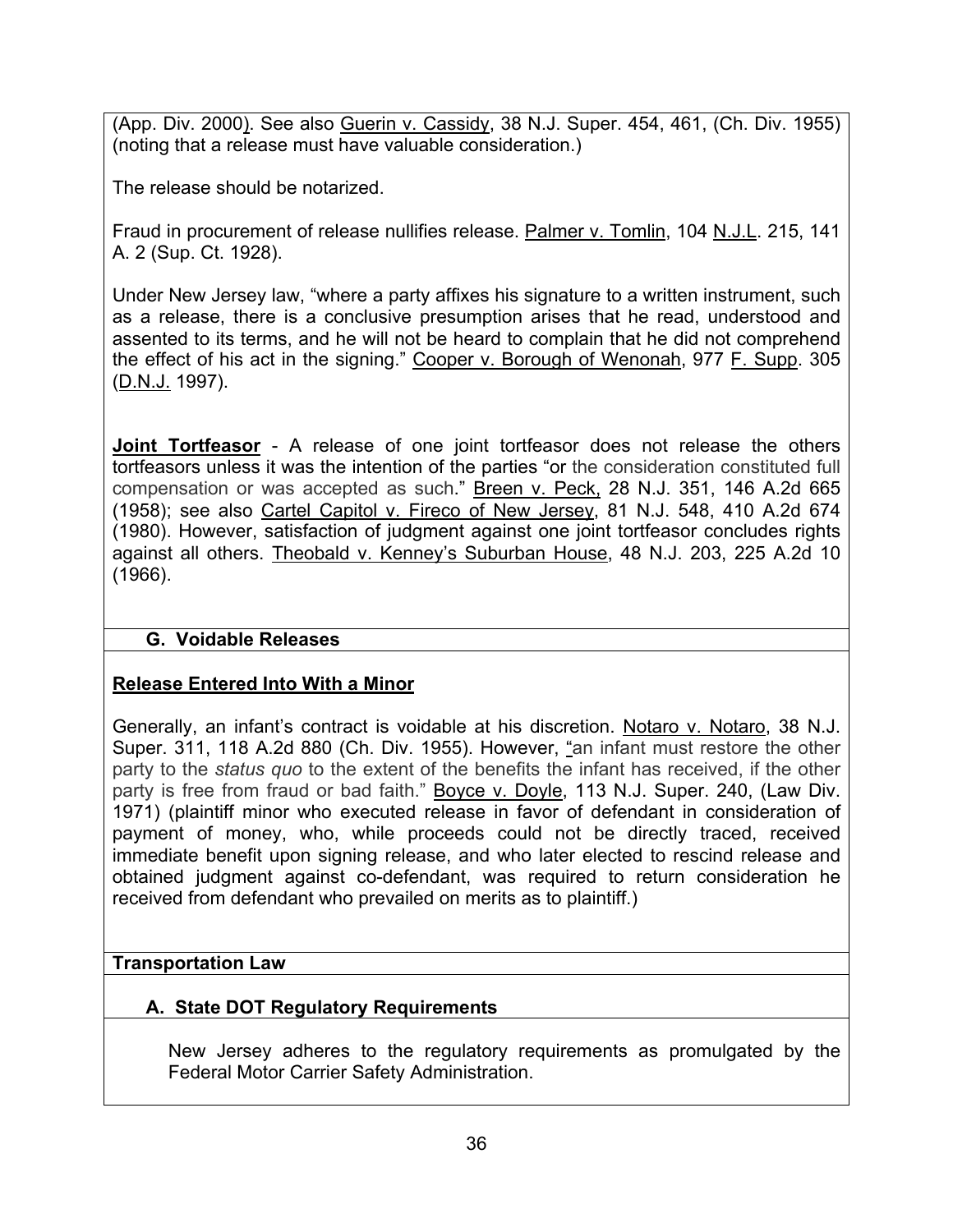(App. Div. 2000). See also Guerin v. Cassidy, 38 N.J. Super. 454, 461, (Ch. Div. 1955) (noting that a release must have valuable consideration.)

The release should be notarized.

Fraud in procurement of release nullifies release. Palmer v. Tomlin, 104 N.J.L. 215, 141 A. 2 (Sup. Ct. 1928).

Under New Jersey law, "where a party affixes his signature to a written instrument, such as a release, there is a conclusive presumption arises that he read, understood and assented to its terms, and he will not be heard to complain that he did not comprehend the effect of his act in the signing." Cooper v. Borough of Wenonah, 977 F. Supp. 305 (D.N.J. 1997).

**Joint Tortfeasor** - A release of one joint tortfeasor does not release the others tortfeasors unless it was the intention of the parties "or the consideration constituted full compensation or was accepted as such." Breen v. Peck, 28 N.J. 351, 146 A.2d 665 (1958); see also Cartel Capitol v. Fireco of New Jersey, 81 N.J. 548, 410 A.2d 674 (1980). However, satisfaction of judgment against one joint tortfeasor concludes rights against all others. Theobald v. Kenney's Suburban House, 48 N.J. 203, 225 A.2d 10 (1966).

### G. Voidable Releases

**Release Entered Into With a Minor**

Generally, an infant's contract is voidable at his discretion. Notaro v. Notaro, 38 N.J. Super. 311, 118 A.2d 880 (Ch. Div. 1955). However, "an infant must restore the other party to the *status quo* to the extent of the benefits the infant has received, if the other party is free from fraud or bad faith." Boyce v. Doyle, 113 N.J. Super. 240, (Law Div. 1971) (plaintiff minor who executed release in favor of defendant in consideration of payment of money, who, while proceeds could not be directly traced, received immediate benefit upon signing release, and who later elected to rescind release and obtained judgment against co-defendant, was required to return consideration he received from defendant who prevailed on merits as to plaintiff.)

## Transportation Law

### A. State DOT Regulatory Requirements

New Jersey adheres to the regulatory requirements as promulgated by the Federal Motor Carrier Safety Administration.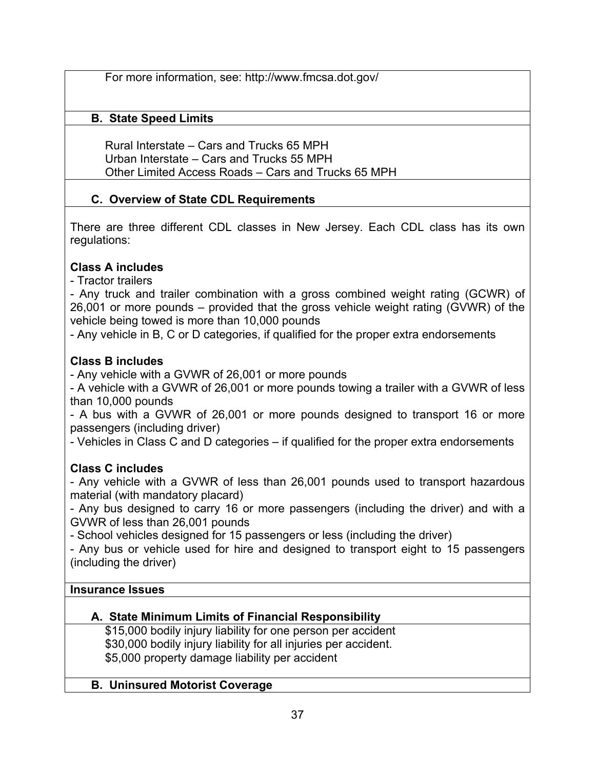For more information, see: http://www.fmcsa.dot.gov/

### B. State Speed Limits

Rural Interstate – Cars and Trucks 65 MPH
Urban Interstate – Cars and Trucks 55 MPH
Other Limited Access Roads – Cars and Trucks 65 MPH

### C. Overview of State CDL Requirements

There are three different CDL classes in New Jersey. Each CDL class has its own regulations:

**Class A includes**

- Tractor trailers
- Any truck and trailer combination with a gross combined weight rating (GCWR) of 26,001 or more pounds – provided that the gross vehicle weight rating (GVWR) of the vehicle being towed is more than 10,000 pounds
- Any vehicle in B, C or D categories, if qualified for the proper extra endorsements

**Class B includes**

- Any vehicle with a GVWR of 26,001 or more pounds
- A vehicle with a GVWR of 26,001 or more pounds towing a trailer with a GVWR of less than 10,000 pounds
- A bus with a GVWR of 26,001 or more pounds designed to transport 16 or more passengers (including driver)
- Vehicles in Class C and D categories – if qualified for the proper extra endorsements

**Class C includes**

- Any vehicle with a GVWR of less than 26,001 pounds used to transport hazardous material (with mandatory placard)
- Any bus designed to carry 16 or more passengers (including the driver) and with a GVWR of less than 26,001 pounds
- School vehicles designed for 15 passengers or less (including the driver)
- Any bus or vehicle used for hire and designed to transport eight to 15 passengers (including the driver)

## Insurance Issues

### A. State Minimum Limits of Financial Responsibility

$15,000 bodily injury liability for one person per accident
$30,000 bodily injury liability for all injuries per accident.
$5,000 property damage liability per accident

### B. Uninsured Motorist Coverage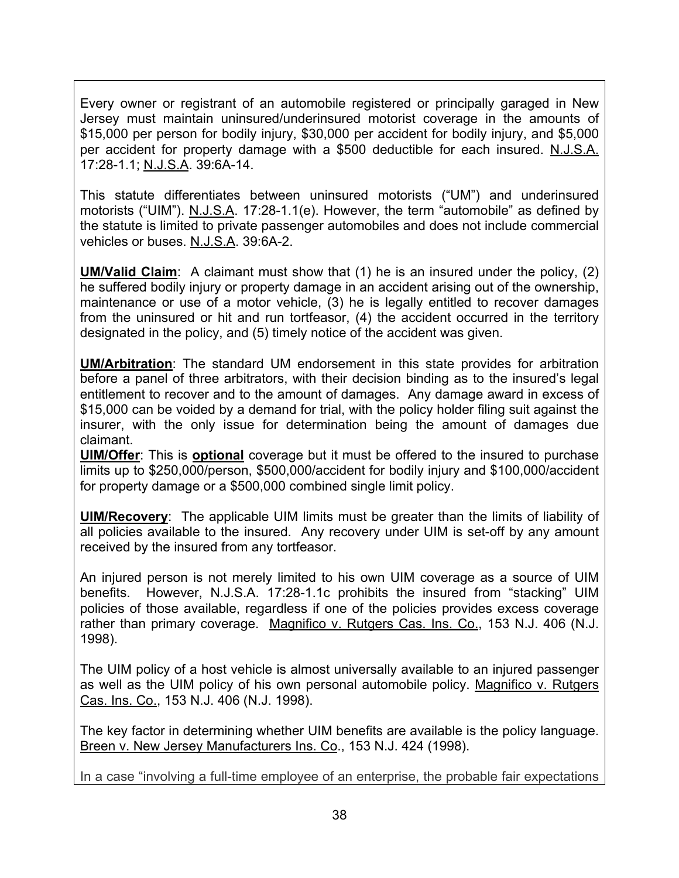Every owner or registrant of an automobile registered or principally garaged in New Jersey must maintain uninsured/underinsured motorist coverage in the amounts of $15,000 per person for bodily injury, $30,000 per accident for bodily injury, and $5,000 per accident for property damage with a $500 deductible for each insured. N.J.S.A. 17:28-1.1; N.J.S.A. 39:6A-14.

This statute differentiates between uninsured motorists ("UM") and underinsured motorists ("UIM"). N.J.S.A. 17:28-1.1(e). However, the term "automobile" as defined by the statute is limited to private passenger automobiles and does not include commercial vehicles or buses. N.J.S.A. 39:6A-2.

**UM/Valid Claim**: A claimant must show that (1) he is an insured under the policy, (2) he suffered bodily injury or property damage in an accident arising out of the ownership, maintenance or use of a motor vehicle, (3) he is legally entitled to recover damages from the uninsured or hit and run tortfeasor, (4) the accident occurred in the territory designated in the policy, and (5) timely notice of the accident was given.

**UM/Arbitration**: The standard UM endorsement in this state provides for arbitration before a panel of three arbitrators, with their decision binding as to the insured's legal entitlement to recover and to the amount of damages. Any damage award in excess of $15,000 can be voided by a demand for trial, with the policy holder filing suit against the insurer, with the only issue for determination being the amount of damages due claimant.

**UIM/Offer**: This is **optional** coverage but it must be offered to the insured to purchase limits up to $250,000/person, $500,000/accident for bodily injury and $100,000/accident for property damage or a $500,000 combined single limit policy.

**UIM/Recovery**: The applicable UIM limits must be greater than the limits of liability of all policies available to the insured. Any recovery under UIM is set-off by any amount received by the insured from any tortfeasor.

An injured person is not merely limited to his own UIM coverage as a source of UIM benefits. However, N.J.S.A. 17:28-1.1c prohibits the insured from "stacking" UIM policies of those available, regardless if one of the policies provides excess coverage rather than primary coverage. Magnifico v. Rutgers Cas. Ins. Co., 153 N.J. 406 (N.J. 1998).

The UIM policy of a host vehicle is almost universally available to an injured passenger as well as the UIM policy of his own personal automobile policy. Magnifico v. Rutgers Cas. Ins. Co., 153 N.J. 406 (N.J. 1998).

The key factor in determining whether UIM benefits are available is the policy language. Breen v. New Jersey Manufacturers Ins. Co., 153 N.J. 424 (1998).

In a case "involving a full-time employee of an enterprise, the probable fair expectations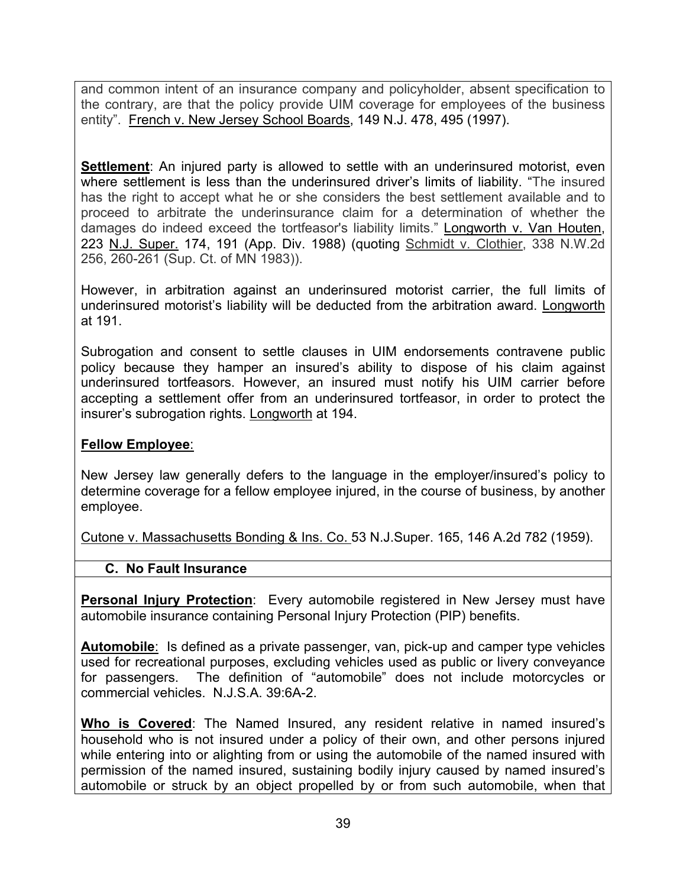and common intent of an insurance company and policyholder, absent specification to the contrary, are that the policy provide UIM coverage for employees of the business entity". French v. New Jersey School Boards, 149 N.J. 478, 495 (1997).

**Settlement**: An injured party is allowed to settle with an underinsured motorist, even where settlement is less than the underinsured driver's limits of liability. "The insured has the right to accept what he or she considers the best settlement available and to proceed to arbitrate the underinsurance claim for a determination of whether the damages do indeed exceed the tortfeasor's liability limits." Longworth v. Van Houten, 223 N.J. Super. 174, 191 (App. Div. 1988) (quoting Schmidt v. Clothier, 338 N.W.2d 256, 260-261 (Sup. Ct. of MN 1983)).

However, in arbitration against an underinsured motorist carrier, the full limits of underinsured motorist's liability will be deducted from the arbitration award. Longworth at 191.

Subrogation and consent to settle clauses in UIM endorsements contravene public policy because they hamper an insured's ability to dispose of his claim against underinsured tortfeasors. However, an insured must notify his UIM carrier before accepting a settlement offer from an underinsured tortfeasor, in order to protect the insurer's subrogation rights. Longworth at 194.

**Fellow Employee**:

New Jersey law generally defers to the language in the employer/insured's policy to determine coverage for a fellow employee injured, in the course of business, by another employee.

Cutone v. Massachusetts Bonding & Ins. Co. 53 N.J.Super. 165, 146 A.2d 782 (1959).

### C. No Fault Insurance

**Personal Injury Protection**: Every automobile registered in New Jersey must have automobile insurance containing Personal Injury Protection (PIP) benefits.

**Automobile**: Is defined as a private passenger, van, pick-up and camper type vehicles used for recreational purposes, excluding vehicles used as public or livery conveyance for passengers. The definition of "automobile" does not include motorcycles or commercial vehicles. N.J.S.A. 39:6A-2.

**Who is Covered**: The Named Insured, any resident relative in named insured's household who is not insured under a policy of their own, and other persons injured while entering into or alighting from or using the automobile of the named insured with permission of the named insured, sustaining bodily injury caused by named insured's automobile or struck by an object propelled by or from such automobile, when that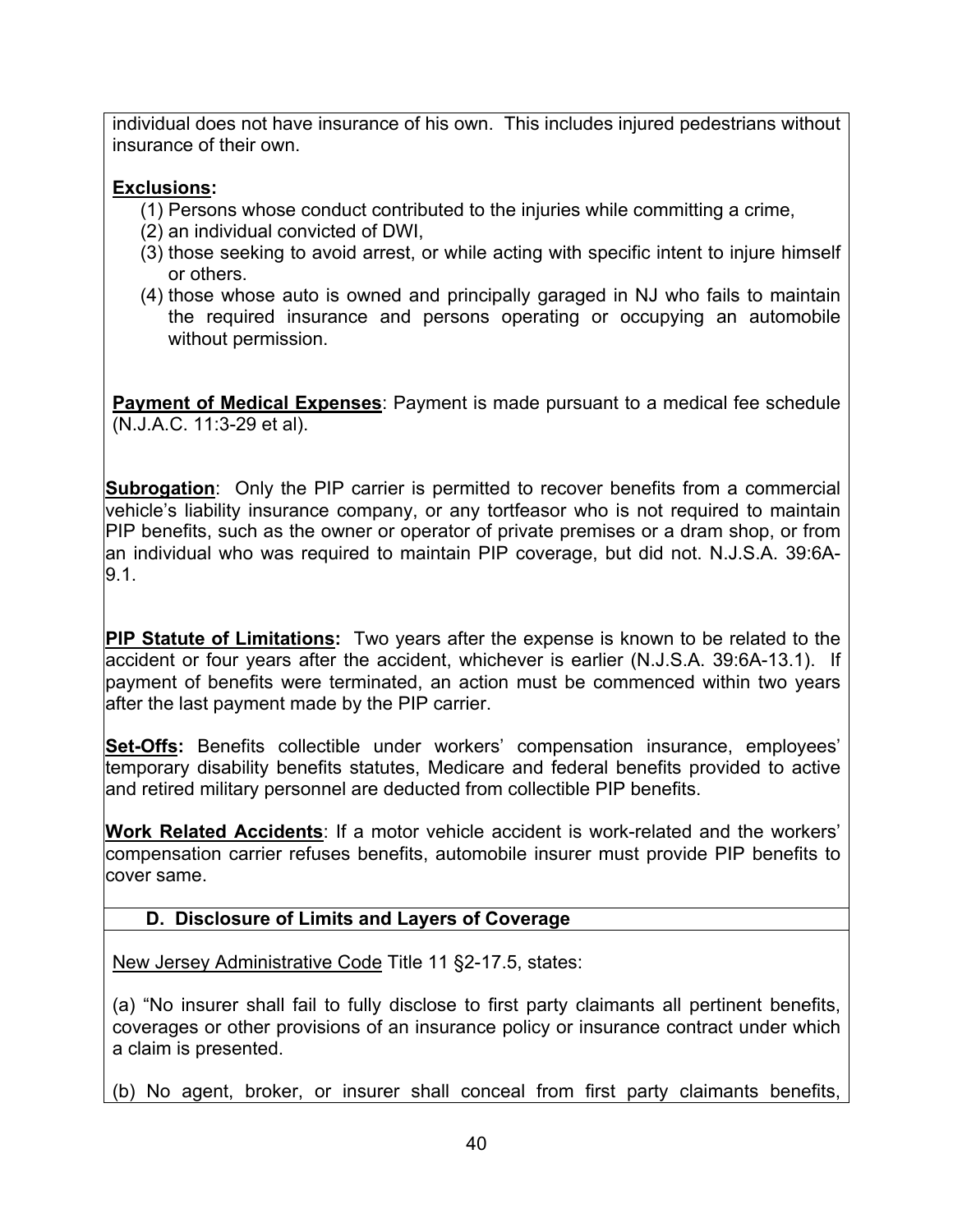individual does not have insurance of his own. This includes injured pedestrians without insurance of their own.

**Exclusions:**

(1) Persons whose conduct contributed to the injuries while committing a crime,
(2) an individual convicted of DWI,
(3) those seeking to avoid arrest, or while acting with specific intent to injure himself or others.
(4) those whose auto is owned and principally garaged in NJ who fails to maintain the required insurance and persons operating or occupying an automobile without permission.

**Payment of Medical Expenses**: Payment is made pursuant to a medical fee schedule (N.J.A.C. 11:3-29 et al).

**Subrogation**: Only the PIP carrier is permitted to recover benefits from a commercial vehicle's liability insurance company, or any tortfeasor who is not required to maintain PIP benefits, such as the owner or operator of private premises or a dram shop, or from an individual who was required to maintain PIP coverage, but did not. N.J.S.A. 39:6A-9.1.

**PIP Statute of Limitations:** Two years after the expense is known to be related to the accident or four years after the accident, whichever is earlier (N.J.S.A. 39:6A-13.1). If payment of benefits were terminated, an action must be commenced within two years after the last payment made by the PIP carrier.

**Set-Offs:** Benefits collectible under workers' compensation insurance, employees' temporary disability benefits statutes, Medicare and federal benefits provided to active and retired military personnel are deducted from collectible PIP benefits.

**Work Related Accidents**: If a motor vehicle accident is work-related and the workers' compensation carrier refuses benefits, automobile insurer must provide PIP benefits to cover same.

### D. Disclosure of Limits and Layers of Coverage

New Jersey Administrative Code Title 11 §2-17.5, states:

(a) "No insurer shall fail to fully disclose to first party claimants all pertinent benefits, coverages or other provisions of an insurance policy or insurance contract under which a claim is presented.

(b) No agent, broker, or insurer shall conceal from first party claimants benefits,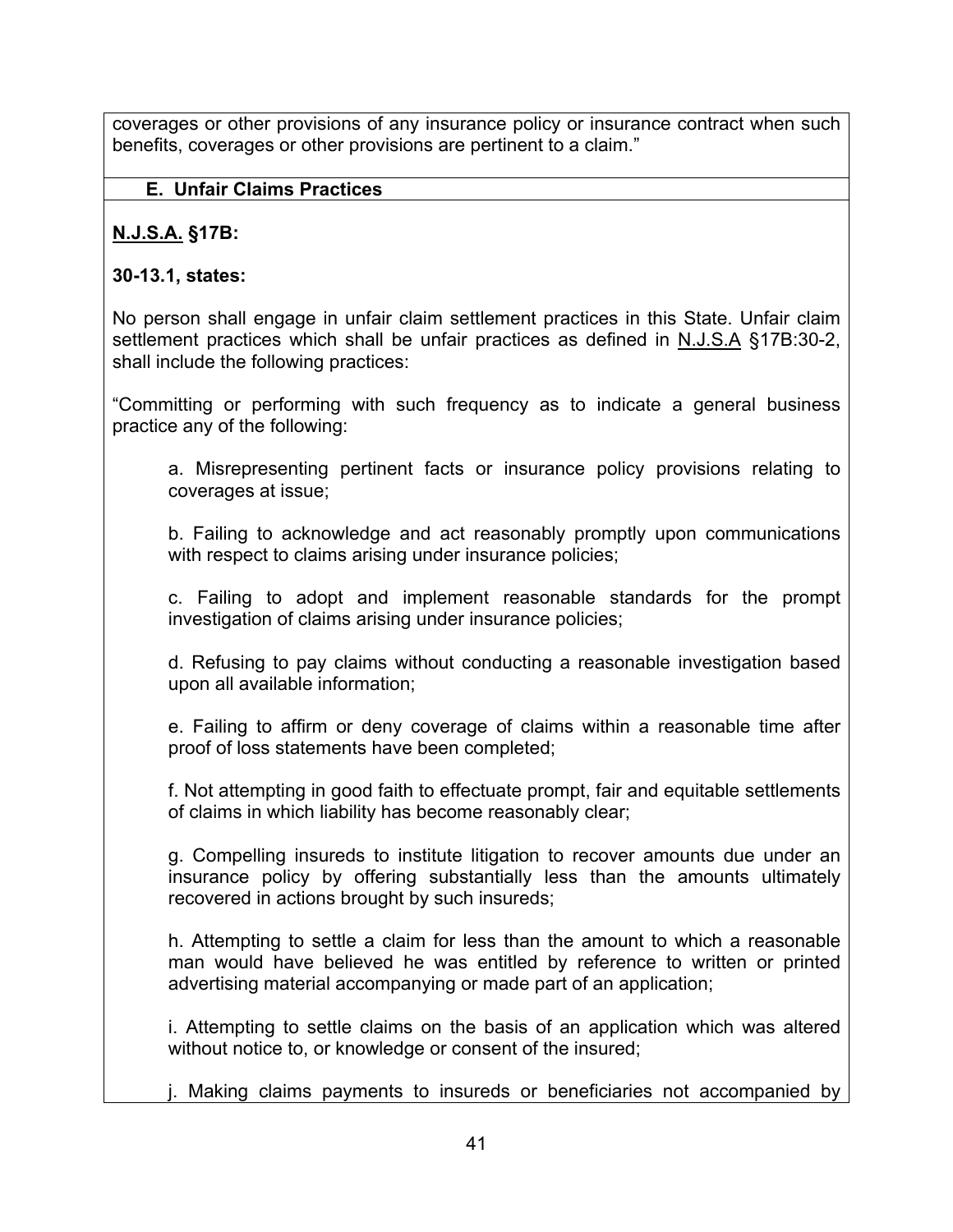coverages or other provisions of any insurance policy or insurance contract when such benefits, coverages or other provisions are pertinent to a claim."

### E. Unfair Claims Practices

**N.J.S.A. §17B:**

**30-13.1, states:**

No person shall engage in unfair claim settlement practices in this State. Unfair claim settlement practices which shall be unfair practices as defined in N.J.S.A §17B:30-2, shall include the following practices:

"Committing or performing with such frequency as to indicate a general business practice any of the following:

> a. Misrepresenting pertinent facts or insurance policy provisions relating to coverages at issue;
>
> b. Failing to acknowledge and act reasonably promptly upon communications with respect to claims arising under insurance policies;
>
> c. Failing to adopt and implement reasonable standards for the prompt investigation of claims arising under insurance policies;
>
> d. Refusing to pay claims without conducting a reasonable investigation based upon all available information;
>
> e. Failing to affirm or deny coverage of claims within a reasonable time after proof of loss statements have been completed;
>
> f. Not attempting in good faith to effectuate prompt, fair and equitable settlements of claims in which liability has become reasonably clear;
>
> g. Compelling insureds to institute litigation to recover amounts due under an insurance policy by offering substantially less than the amounts ultimately recovered in actions brought by such insureds;
>
> h. Attempting to settle a claim for less than the amount to which a reasonable man would have believed he was entitled by reference to written or printed advertising material accompanying or made part of an application;
>
> i. Attempting to settle claims on the basis of an application which was altered without notice to, or knowledge or consent of the insured;
>
> j. Making claims payments to insureds or beneficiaries not accompanied by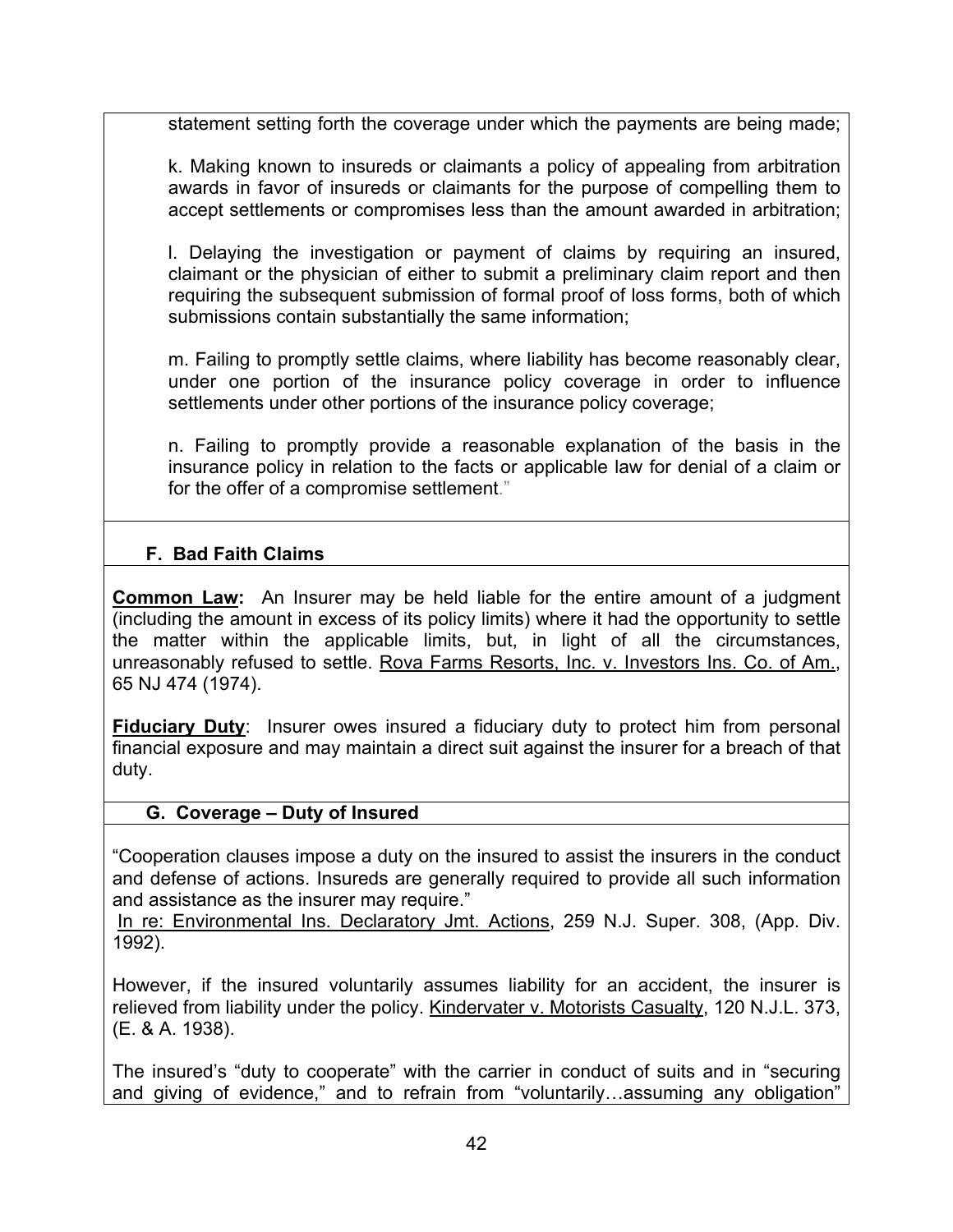statement setting forth the coverage under which the payments are being made;

k. Making known to insureds or claimants a policy of appealing from arbitration awards in favor of insureds or claimants for the purpose of compelling them to accept settlements or compromises less than the amount awarded in arbitration;

l. Delaying the investigation or payment of claims by requiring an insured, claimant or the physician of either to submit a preliminary claim report and then requiring the subsequent submission of formal proof of loss forms, both of which submissions contain substantially the same information;

m. Failing to promptly settle claims, where liability has become reasonably clear, under one portion of the insurance policy coverage in order to influence settlements under other portions of the insurance policy coverage;

n. Failing to promptly provide a reasonable explanation of the basis in the insurance policy in relation to the facts or applicable law for denial of a claim or for the offer of a compromise settlement."

### F. Bad Faith Claims

**Common Law:** An Insurer may be held liable for the entire amount of a judgment (including the amount in excess of its policy limits) where it had the opportunity to settle the matter within the applicable limits, but, in light of all the circumstances, unreasonably refused to settle. Rova Farms Resorts, Inc. v. Investors Ins. Co. of Am., 65 NJ 474 (1974).

**Fiduciary Duty**: Insurer owes insured a fiduciary duty to protect him from personal financial exposure and may maintain a direct suit against the insurer for a breach of that duty.

### G. Coverage – Duty of Insured

"Cooperation clauses impose a duty on the insured to assist the insurers in the conduct and defense of actions. Insureds are generally required to provide all such information and assistance as the insurer may require."
In re: Environmental Ins. Declaratory Jmt. Actions, 259 N.J. Super. 308, (App. Div. 1992).

However, if the insured voluntarily assumes liability for an accident, the insurer is relieved from liability under the policy. Kindervater v. Motorists Casualty, 120 N.J.L. 373, (E. & A. 1938).

The insured's "duty to cooperate" with the carrier in conduct of suits and in "securing and giving of evidence," and to refrain from "voluntarily…assuming any obligation"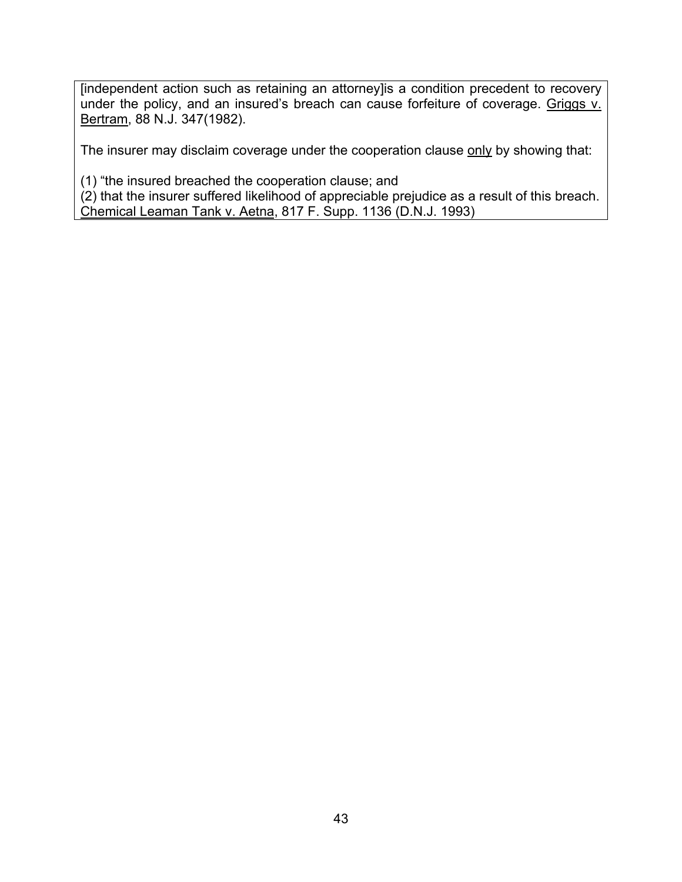[independent action such as retaining an attorney]is a condition precedent to recovery under the policy, and an insured's breach can cause forfeiture of coverage. Griggs v. Bertram, 88 N.J. 347(1982).

The insurer may disclaim coverage under the cooperation clause only by showing that:

(1) "the insured breached the cooperation clause; and
(2) that the insurer suffered likelihood of appreciable prejudice as a result of this breach. Chemical Leaman Tank v. Aetna, 817 F. Supp. 1136 (D.N.J. 1993)